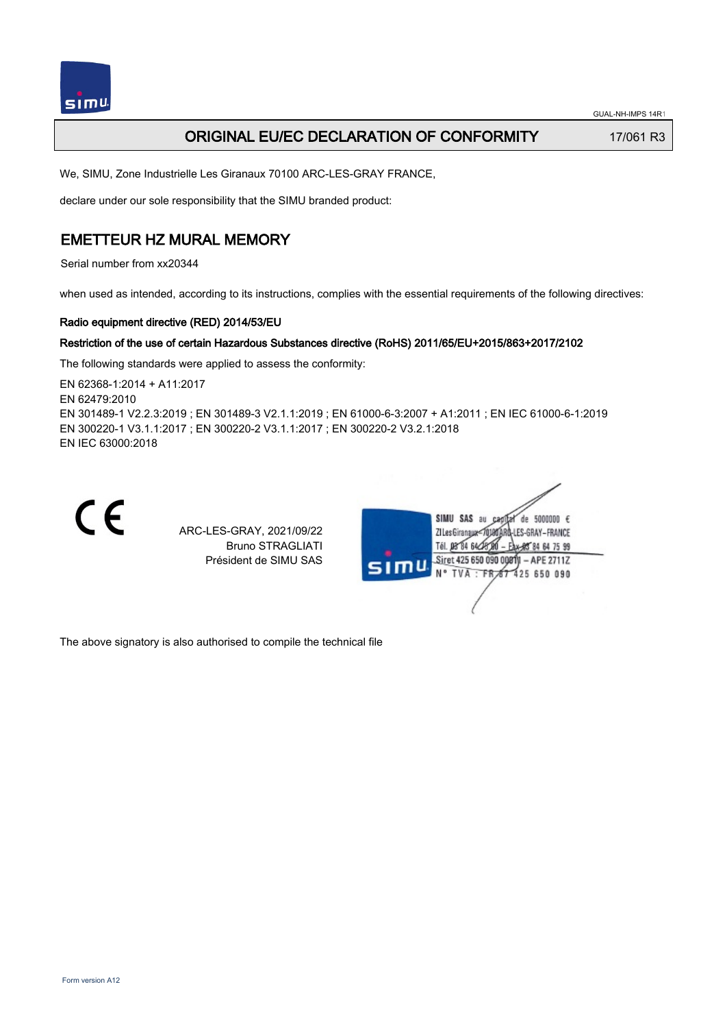GUAL-NH-IMPS 14R1

# ORIGINAL EU/EC DECLARATION OF CONFORMITY

17/061 R3

We, SIMU, Zone Industrielle Les Giranaux 70100 ARC-LES-GRAY FRANCE,

declare under our sole responsibility that the SIMU branded product:

## EMETTEUR HZ MURAL MEMORY

Serial number from xx20344

when used as intended, according to its instructions, complies with the essential requirements of the following directives:

**Radio equipment directive (RED) 2014/53/EU**

**Restriction of the use of certain Hazardous Substances directive (RoHS) 2011/65/EU+2015/863+2017/2102**

The following standards were applied to assess the conformity:

EN 62368-1:2014 + A11:2017
EN 62479:2010
EN 301489-1 V2.2.3:2019 ; EN 301489-3 V2.1.1:2019 ; EN 61000-6-3:2007 + A1:2011 ; EN IEC 61000-6-1:2019
EN 300220-1 V3.1.1:2017 ; EN 300220-2 V3.1.1:2017 ; EN 300220-2 V3.2.1:2018
EN IEC 63000:2018

CE

ARC-LES-GRAY, 2021/09/22
Bruno STRAGLIATI
Président de SIMU SAS

SIMU SAS au capital de 5000000 €
ZI Les Giranaux 70100 ARC-LES-GRAY-FRANCE
Tél. 03 84 64 75 00 – Fax 03 84 64 75 99
Siret 425 650 090 00011 – APE 2711Z
N° TVA : FR 87 425 650 090

The above signatory is also authorised to compile the technical file

Form version A12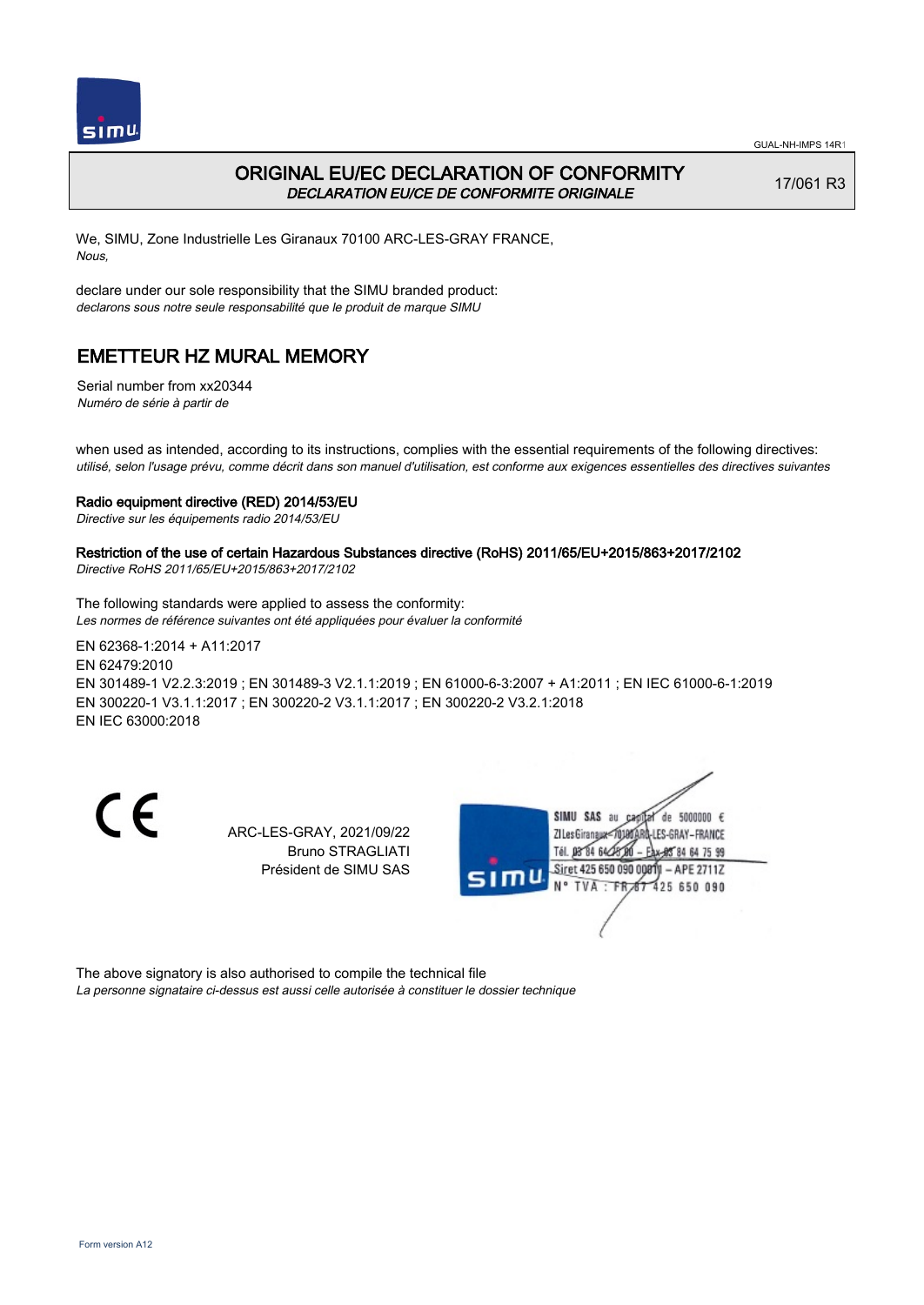# ORIGINAL EU/EC DECLARATION OF CONFORMITY

*DECLARATION EU/CE DE CONFORMITE ORIGINALE*

17/061 R3

We, SIMU, Zone Industrielle Les Giranaux 70100 ARC-LES-GRAY FRANCE,
*Nous,*

declare under our sole responsibility that the SIMU branded product:
*declarons sous notre seule responsabilité que le produit de marque SIMU*

## EMETTEUR HZ MURAL MEMORY

Serial number from xx20344
*Numéro de série à partir de*

when used as intended, according to its instructions, complies with the essential requirements of the following directives:
*utilisé, selon l'usage prévu, comme décrit dans son manuel d'utilisation, est conforme aux exigences essentielles des directives suivantes*

**Radio equipment directive (RED) 2014/53/EU**
*Directive sur les équipements radio 2014/53/EU*

**Restriction of the use of certain Hazardous Substances directive (RoHS) 2011/65/EU+2015/863+2017/2102**
*Directive RoHS 2011/65/EU+2015/863+2017/2102*

The following standards were applied to assess the conformity:
*Les normes de référence suivantes ont été appliquées pour évaluer la conformité*

EN 62368-1:2014 + A11:2017
EN 62479:2010
EN 301489-1 V2.2.3:2019 ; EN 301489-3 V2.1.1:2019 ; EN 61000-6-3:2007 + A1:2011 ; EN IEC 61000-6-1:2019
EN 300220-1 V3.1.1:2017 ; EN 300220-2 V3.1.1:2017 ; EN 300220-2 V3.2.1:2018
EN IEC 63000:2018

CE

ARC-LES-GRAY, 2021/09/22
Bruno STRAGLIATI
Président de SIMU SAS

SIMU SAS au capital de 5000000 €
ZI Les Giranaux 70100 ARC-LES-GRAY-FRANCE
Tél. 03 84 64 75 00 – Fax 03 84 64 75 99
Siret 425 650 090 00011 – APE 2711Z
N° TVA : FR 87 425 650 090

The above signatory is also authorised to compile the technical file
*La personne signataire ci-dessus est aussi celle autorisée à constituer le dossier technique*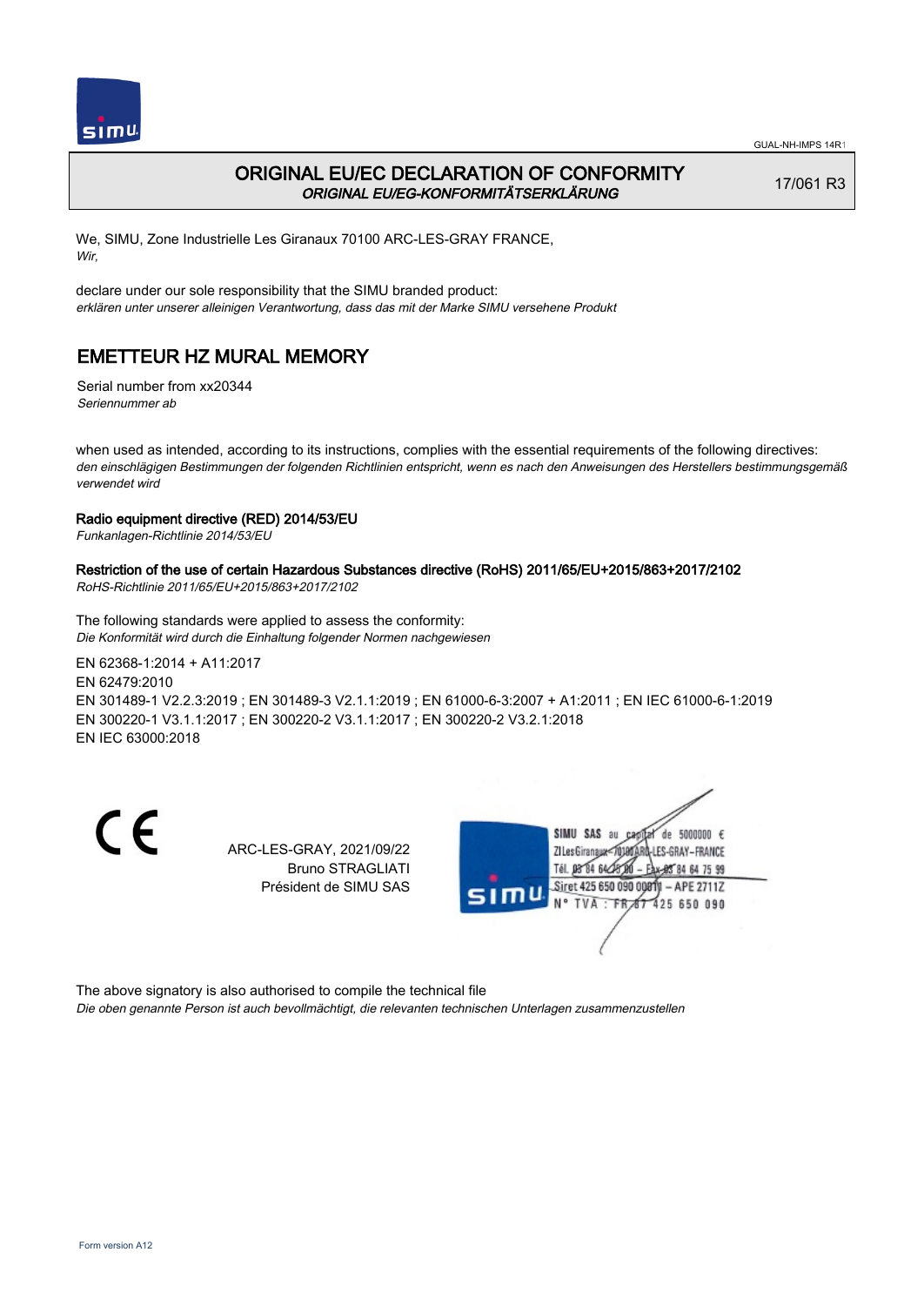# ORIGINAL EU/EC DECLARATION OF CONFORMITY

*ORIGINAL EU/EG-KONFORMITÄTSERKLÄRUNG*

17/061 R3

We, SIMU, Zone Industrielle Les Giranaux 70100 ARC-LES-GRAY FRANCE,
*Wir,*

declare under our sole responsibility that the SIMU branded product:
*erklären unter unserer alleinigen Verantwortung, dass das mit der Marke SIMU versehene Produkt*

## EMETTEUR HZ MURAL MEMORY

Serial number from xx20344
*Seriennummer ab*

when used as intended, according to its instructions, complies with the essential requirements of the following directives:
*den einschlägigen Bestimmungen der folgenden Richtlinien entspricht, wenn es nach den Anweisungen des Herstellers bestimmungsgemäß verwendet wird*

**Radio equipment directive (RED) 2014/53/EU**
*Funkanlagen-Richtlinie 2014/53/EU*

**Restriction of the use of certain Hazardous Substances directive (RoHS) 2011/65/EU+2015/863+2017/2102**
*RoHS-Richtlinie 2011/65/EU+2015/863+2017/2102*

The following standards were applied to assess the conformity:
*Die Konformität wird durch die Einhaltung folgender Normen nachgewiesen*

EN 62368-1:2014 + A11:2017
EN 62479:2010
EN 301489-1 V2.2.3:2019 ; EN 301489-3 V2.1.1:2019 ; EN 61000-6-3:2007 + A1:2011 ; EN IEC 61000-6-1:2019
EN 300220-1 V3.1.1:2017 ; EN 300220-2 V3.1.1:2017 ; EN 300220-2 V3.2.1:2018
EN IEC 63000:2018

CE

ARC-LES-GRAY, 2021/09/22
Bruno STRAGLIATI
Président de SIMU SAS

SIMU SAS au capital de 5000000 €
ZI Les Giranaux 70100 ARC-LES-GRAY-FRANCE
Tél. 03 84 64 75 00 – Fax 03 84 64 75 99
Siret 425 650 090 00011 – APE 2711Z
N° TVA : FR 87 425 650 090

The above signatory is also authorised to compile the technical file
*Die oben genannte Person ist auch bevollmächtigt, die relevanten technischen Unterlagen zusammenzustellen*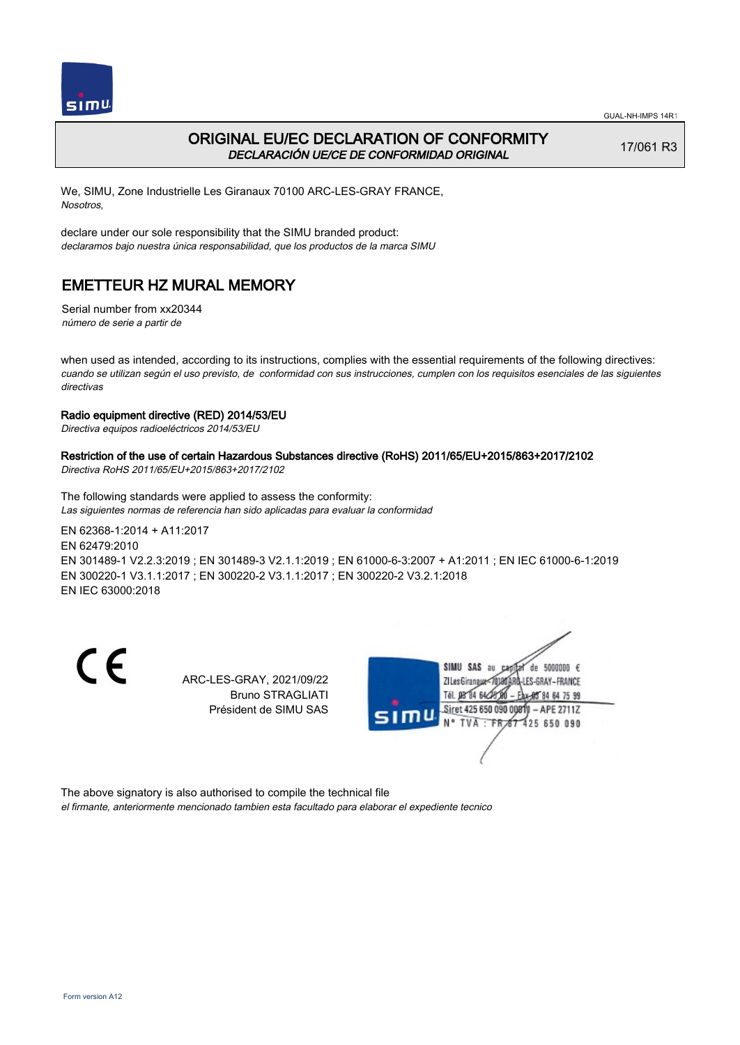# ORIGINAL EU/EC DECLARATION OF CONFORMITY

*DECLARACIÓN UE/CE DE CONFORMIDAD ORIGINAL*

17/061 R3

We, SIMU, Zone Industrielle Les Giranaux 70100 ARC-LES-GRAY FRANCE,
*Nosotros,*

declare under our sole responsibility that the SIMU branded product:
*declaramos bajo nuestra única responsabilidad, que los productos de la marca SIMU*

## EMETTEUR HZ MURAL MEMORY

Serial number from xx20344
*número de serie a partir de*

when used as intended, according to its instructions, complies with the essential requirements of the following directives:
*cuando se utilizan según el uso previsto, de conformidad con sus instrucciones, cumplen con los requisitos esenciales de las siguientes directivas*

**Radio equipment directive (RED) 2014/53/EU**
*Directiva equipos radioeléctricos 2014/53/EU*

**Restriction of the use of certain Hazardous Substances directive (RoHS) 2011/65/EU+2015/863+2017/2102**
*Directiva RoHS 2011/65/EU+2015/863+2017/2102*

The following standards were applied to assess the conformity:
*Las siguientes normas de referencia han sido aplicadas para evaluar la conformidad*

EN 62368-1:2014 + A11:2017
EN 62479:2010
EN 301489-1 V2.2.3:2019 ; EN 301489-3 V2.1.1:2019 ; EN 61000-6-3:2007 + A1:2011 ; EN IEC 61000-6-1:2019
EN 300220-1 V3.1.1:2017 ; EN 300220-2 V3.1.1:2017 ; EN 300220-2 V3.2.1:2018
EN IEC 63000:2018

CE

ARC-LES-GRAY, 2021/09/22
Bruno STRAGLIATI
Président de SIMU SAS

SIMU SAS au capital de 5000000 €
ZI Les Giranaux 70100 ARC-LES-GRAY–FRANCE
Tél. 03 84 64 75 00 – Fax 03 84 64 75 99
Siret 425 650 090 00011 – APE 2711Z
N° TVA : FR 87 425 650 090

The above signatory is also authorised to compile the technical file
*el firmante, anteriormente mencionado tambien esta facultado para elaborar el expediente tecnico*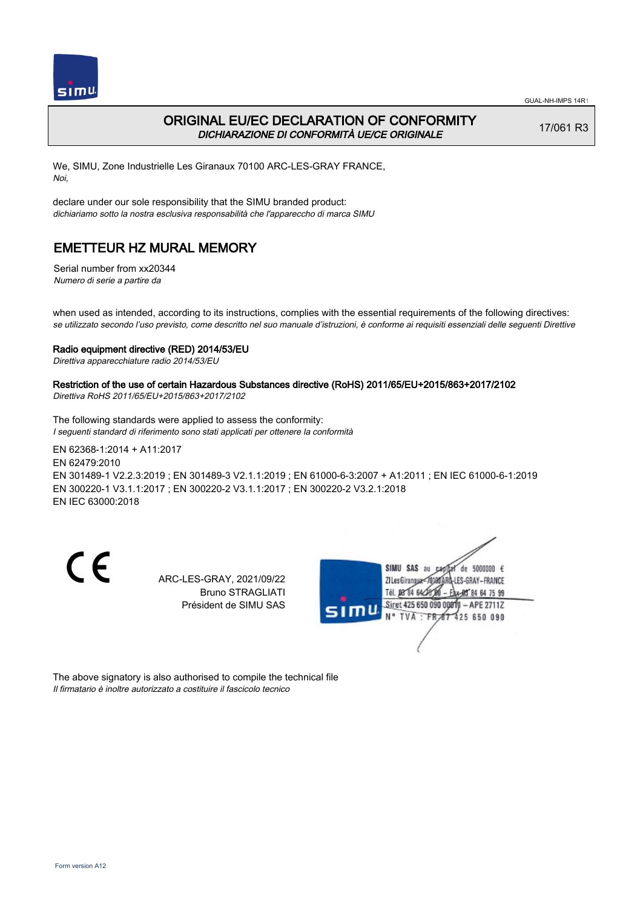# ORIGINAL EU/EC DECLARATION OF CONFORMITY

*DICHIARAZIONE DI CONFORMITÀ UE/CE ORIGINALE*

17/061 R3

We, SIMU, Zone Industrielle Les Giranaux 70100 ARC-LES-GRAY FRANCE,
*Noi,*

declare under our sole responsibility that the SIMU branded product:
*dichiariamo sotto la nostra esclusiva responsabilità che l'apparecchio di marca SIMU*

## EMETTEUR HZ MURAL MEMORY

Serial number from xx20344
*Numero di serie a partire da*

when used as intended, according to its instructions, complies with the essential requirements of the following directives:
*se utilizzato secondo l'uso previsto, come descritto nel suo manuale d'istruzioni, è conforme ai requisiti essenziali delle seguenti Direttive*

**Radio equipment directive (RED) 2014/53/EU**
*Direttiva apparecchiature radio 2014/53/EU*

**Restriction of the use of certain Hazardous Substances directive (RoHS) 2011/65/EU+2015/863+2017/2102**
*Direttiva RoHS 2011/65/EU+2015/863+2017/2102*

The following standards were applied to assess the conformity:
*I seguenti standard di riferimento sono stati applicati per ottenere la conformità*

EN 62368-1:2014 + A11:2017
EN 62479:2010
EN 301489-1 V2.2.3:2019 ; EN 301489-3 V2.1.1:2019 ; EN 61000-6-3:2007 + A1:2011 ; EN IEC 61000-6-1:2019
EN 300220-1 V3.1.1:2017 ; EN 300220-2 V3.1.1:2017 ; EN 300220-2 V3.2.1:2018
EN IEC 63000:2018

CE

ARC-LES-GRAY, 2021/09/22
Bruno STRAGLIATI
Président de SIMU SAS

SIMU SAS au capital de 5000000 €
ZI Les Giranaux 70100 ARC-LES-GRAY-FRANCE
Tél. 03 84 64 75 00 – Fax 03 84 64 75 99
Siret 425 650 090 00811 – APE 2711Z
N° TVA : FR 87 425 650 090

The above signatory is also authorised to compile the technical file
*Il firmatario è inoltre autorizzato a costituire il fascicolo tecnico*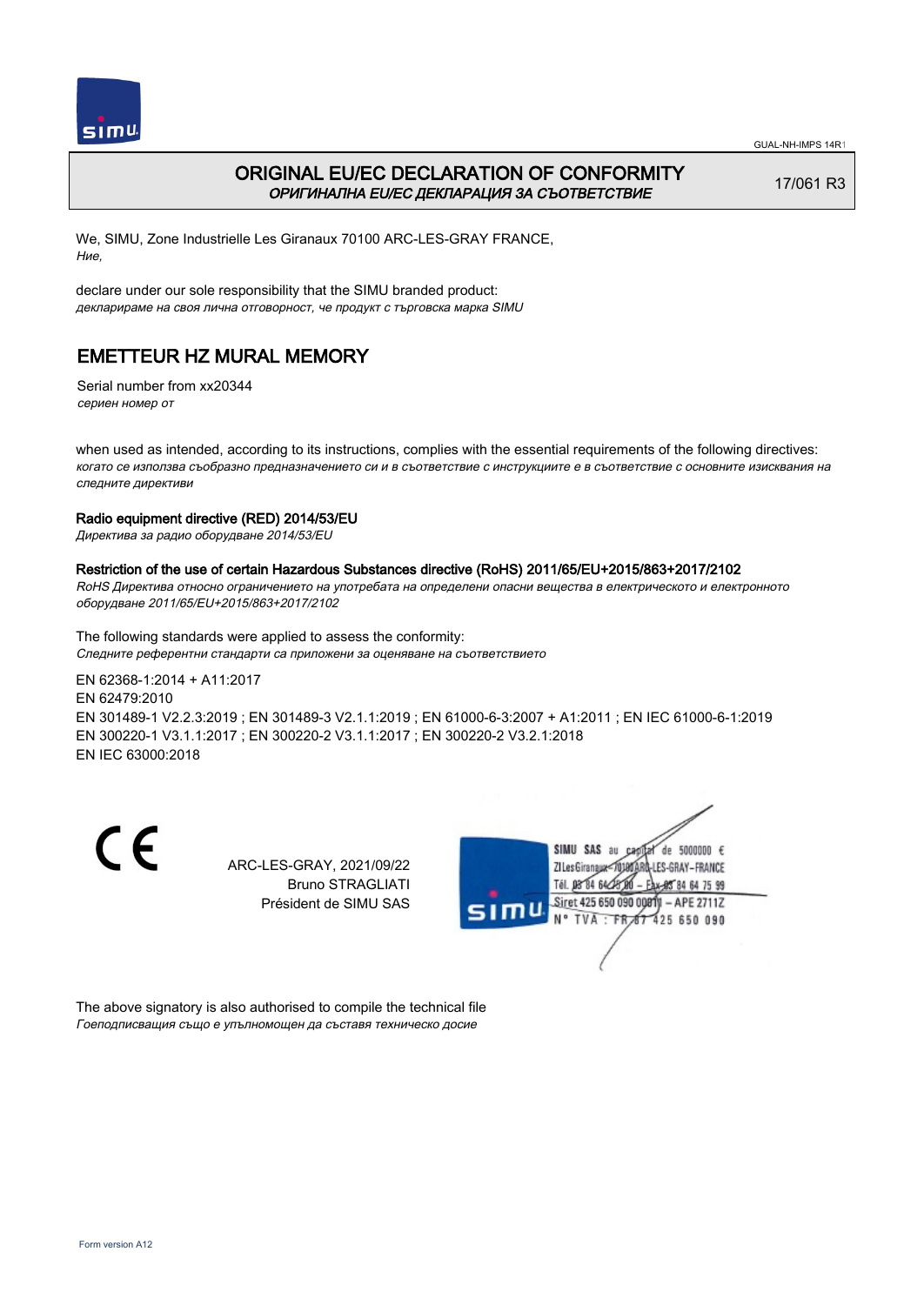# ORIGINAL EU/EC DECLARATION OF CONFORMITY

*ОРИГИНАЛНА EU/EC ДЕКЛАРАЦИЯ ЗА СЪОТВЕТСТВИЕ*

17/061 R3

We, SIMU, Zone Industrielle Les Giranaux 70100 ARC-LES-GRAY FRANCE,
*Ние,*

declare under our sole responsibility that the SIMU branded product:
*декларираме на своя лична отговорност, че продукт с търговска марка SIMU*

## EMETTEUR HZ MURAL MEMORY

Serial number from xx20344
*сериен номер от*

when used as intended, according to its instructions, complies with the essential requirements of the following directives:
*когато се използва съобразно предназначението си и в съответствие с инструкциите е в съответствие с основните изисквания на следните директиви*

**Radio equipment directive (RED) 2014/53/EU**
*Директива за радио оборудване 2014/53/EU*

**Restriction of the use of certain Hazardous Substances directive (RoHS) 2011/65/EU+2015/863+2017/2102**
*RoHS Директива относно ограничението на употребата на определени опасни вещества в електрическото и електронното оборудване 2011/65/EU+2015/863+2017/2102*

The following standards were applied to assess the conformity:
*Следните референтни стандарти са приложени за оценяване на съответствието*

EN 62368-1:2014 + A11:2017
EN 62479:2010
EN 301489-1 V2.2.3:2019 ; EN 301489-3 V2.1.1:2019 ; EN 61000-6-3:2007 + A1:2011 ; EN IEC 61000-6-1:2019
EN 300220-1 V3.1.1:2017 ; EN 300220-2 V3.1.1:2017 ; EN 300220-2 V3.2.1:2018
EN IEC 63000:2018

CE

ARC-LES-GRAY, 2021/09/22
Bruno STRAGLIATI
Président de SIMU SAS

SIMU SAS au capital de 5000000 €
ZI Les Giranaux 70100 ARC-LES-GRAY-FRANCE
Tél. 03 84 64 75 00 – Fax 03 84 64 75 99
Siret 425 650 090 00011 – APE 2711Z
N° TVA : FR 67 425 650 090

The above signatory is also authorised to compile the technical file
*Господписващия също е упълномощен да съставя техническо досие*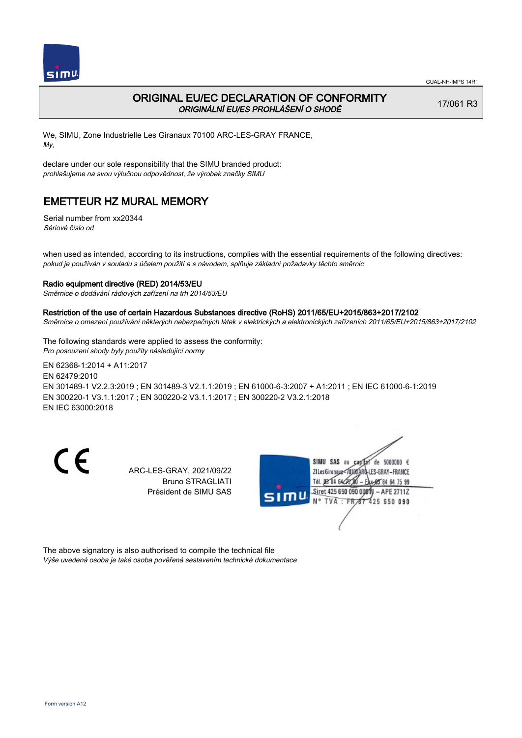# ORIGINAL EU/EC DECLARATION OF CONFORMITY

*ORIGINÁLNÍ EU/ES PROHLÁŠENÍ O SHODĚ*

17/061 R3

We, SIMU, Zone Industrielle Les Giranaux 70100 ARC-LES-GRAY FRANCE,
*My,*

declare under our sole responsibility that the SIMU branded product:
*prohlašujeme na svou výlučnou odpovědnost, že výrobek značky SIMU*

## EMETTEUR HZ MURAL MEMORY

Serial number from xx20344
*Sériové číslo od*

when used as intended, according to its instructions, complies with the essential requirements of the following directives:
*pokud je používán v souladu s účelem použití a s návodem, splňuje základní požadavky těchto směrnic*

**Radio equipment directive (RED) 2014/53/EU**
*Směrnice o dodávání rádiových zařízení na trh 2014/53/EU*

**Restriction of the use of certain Hazardous Substances directive (RoHS) 2011/65/EU+2015/863+2017/2102**
*Směrnice o omezení používání některých nebezpečných látek v elektrických a elektronických zařízeních 2011/65/EU+2015/863+2017/2102*

The following standards were applied to assess the conformity:
*Pro posouzení shody byly použity následující normy*

EN 62368-1:2014 + A11:2017
EN 62479:2010
EN 301489-1 V2.2.3:2019 ; EN 301489-3 V2.1.1:2019 ; EN 61000-6-3:2007 + A1:2011 ; EN IEC 61000-6-1:2019
EN 300220-1 V3.1.1:2017 ; EN 300220-2 V3.1.1:2017 ; EN 300220-2 V3.2.1:2018
EN IEC 63000:2018

CE

ARC-LES-GRAY, 2021/09/22
Bruno STRAGLIATI
Président de SIMU SAS

SIMU SAS au capital de 5000000 €
ZI Les Giranaux 70100 ARC-LES-GRAY-FRANCE
Tél. 03 84 64 75 00 – Fax 03 84 64 75 99
Siret 425 650 090 00011 – APE 2711Z
N° TVA : FR 87 425 650 090

The above signatory is also authorised to compile the technical file
*Výše uvedená osoba je také osoba pověřená sestavením technické dokumentace*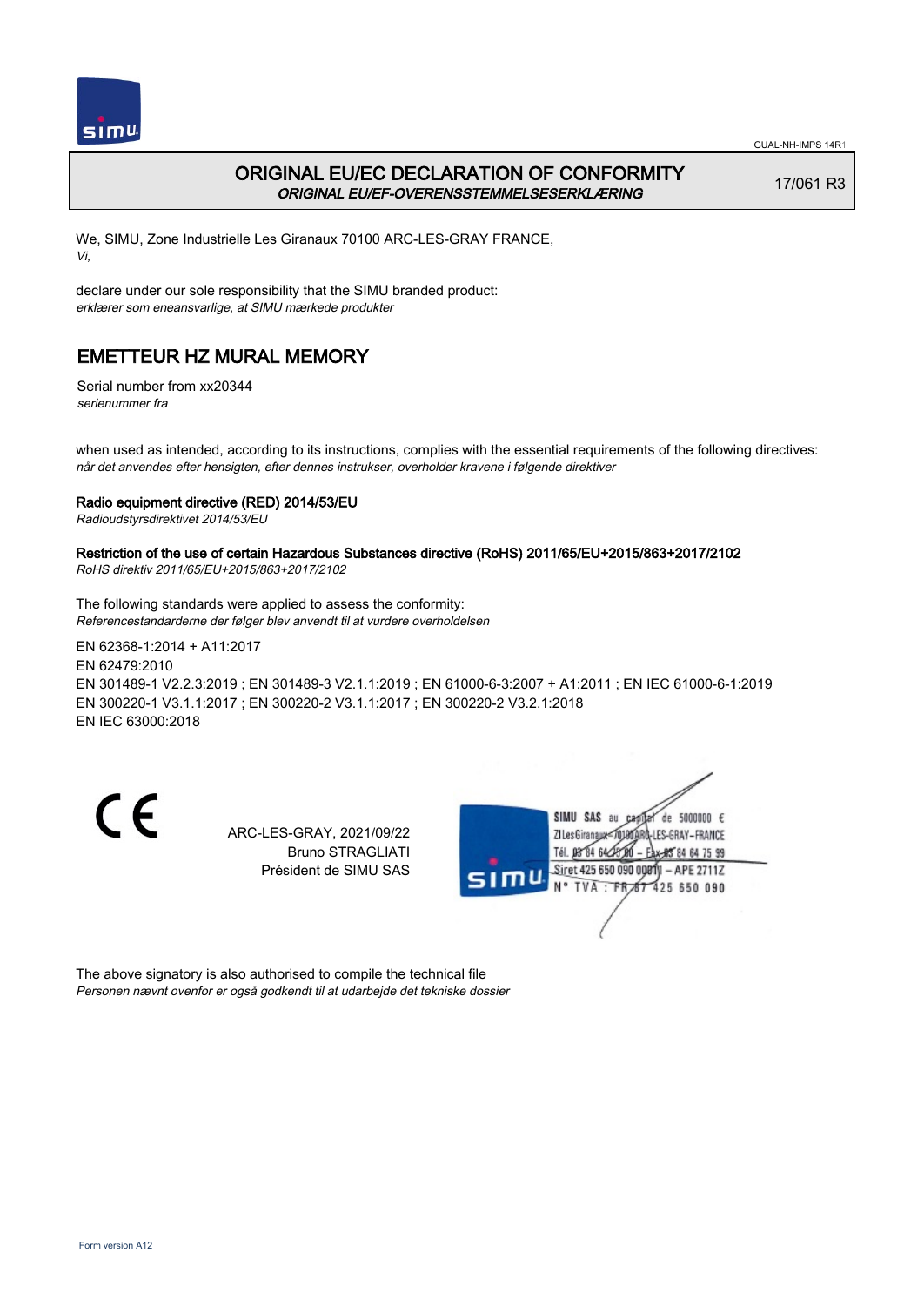GUAL-NH-IMPS 14R1

# ORIGINAL EU/EC DECLARATION OF CONFORMITY

***ORIGINAL EU/EF-OVERENSSTEMMELSESERKLÆRING***

17/061 R3

We, SIMU, Zone Industrielle Les Giranaux 70100 ARC-LES-GRAY FRANCE,
*Vi,*

declare under our sole responsibility that the SIMU branded product:
*erklærer som eneansvarlige, at SIMU mærkede produkter*

## EMETTEUR HZ MURAL MEMORY

Serial number from xx20344
*serienummer fra*

when used as intended, according to its instructions, complies with the essential requirements of the following directives:
*når det anvendes efter hensigten, efter dennes instrukser, overholder kravene i følgende direktiver*

**Radio equipment directive (RED) 2014/53/EU**
*Radioudstyrsdirektivet 2014/53/EU*

**Restriction of the use of certain Hazardous Substances directive (RoHS) 2011/65/EU+2015/863+2017/2102**
*RoHS direktiv 2011/65/EU+2015/863+2017/2102*

The following standards were applied to assess the conformity:
*Referencestandarderne der følger blev anvendt til at vurdere overholdelsen*

EN 62368-1:2014 + A11:2017
EN 62479:2010
EN 301489-1 V2.2.3:2019 ; EN 301489-3 V2.1.1:2019 ; EN 61000-6-3:2007 + A1:2011 ; EN IEC 61000-6-1:2019
EN 300220-1 V3.1.1:2017 ; EN 300220-2 V3.1.1:2017 ; EN 300220-2 V3.2.1:2018
EN IEC 63000:2018

CE

ARC-LES-GRAY, 2021/09/22
Bruno STRAGLIATI
Président de SIMU SAS

SIMU SAS au capital de 5000000 €
ZI Les Giranaux 70100 ARC-LES-GRAY-FRANCE
Tél. 03 84 64 75 00 – Fax 03 84 64 75 99
Siret 425 650 090 00011 – APE 2711Z
N° TVA : FR 87 425 650 090

The above signatory is also authorised to compile the technical file
*Personen nævnt ovenfor er også godkendt til at udarbejde det tekniske dossier*

Form version A12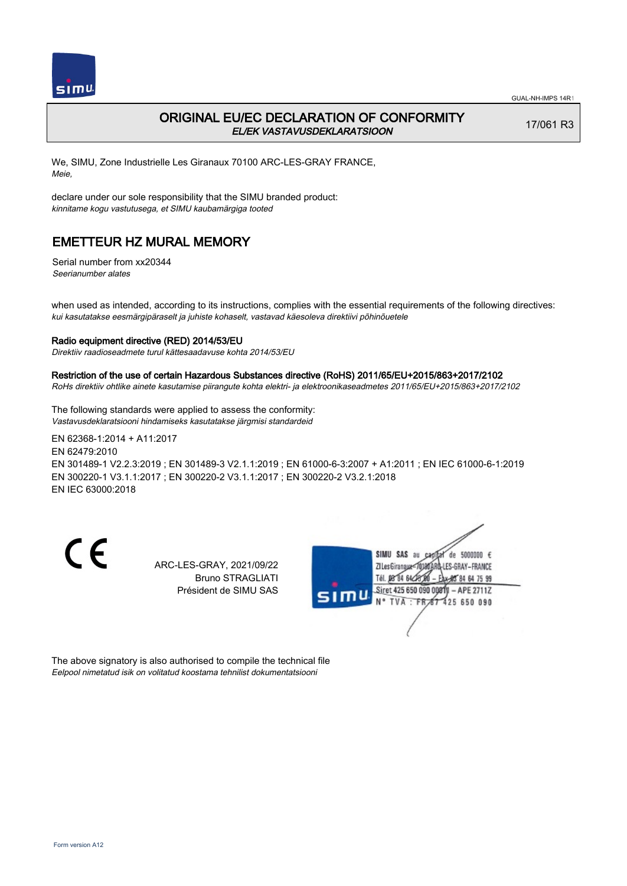# ORIGINAL EU/EC DECLARATION OF CONFORMITY

*EL/EK VASTAVUSDEKLARATSIOON*

17/061 R3

We, SIMU, Zone Industrielle Les Giranaux 70100 ARC-LES-GRAY FRANCE,
*Meie,*

declare under our sole responsibility that the SIMU branded product:
*kinnitame kogu vastutusega, et SIMU kaubamärgiga tooted*

## EMETTEUR HZ MURAL MEMORY

Serial number from xx20344
*Seerianumber alates*

when used as intended, according to its instructions, complies with the essential requirements of the following directives:
*kui kasutatakse eesmärgipäraselt ja juhiste kohaselt, vastavad käesoleva direktiivi põhinõuetele*

**Radio equipment directive (RED) 2014/53/EU**
*Direktiiv raadioseadmete turul kättesaadavuse kohta 2014/53/EU*

**Restriction of the use of certain Hazardous Substances directive (RoHS) 2011/65/EU+2015/863+2017/2102**
*RoHs direktiiv ohtlike ainete kasutamise piirangute kohta elektri- ja elektroonikaseadmetes 2011/65/EU+2015/863+2017/2102*

The following standards were applied to assess the conformity:
*Vastavusdeklaratsiooni hindamiseks kasutatakse järgmisi standardeid*

EN 62368-1:2014 + A11:2017
EN 62479:2010
EN 301489-1 V2.2.3:2019 ; EN 301489-3 V2.1.1:2019 ; EN 61000-6-3:2007 + A1:2011 ; EN IEC 61000-6-1:2019
EN 300220-1 V3.1.1:2017 ; EN 300220-2 V3.1.1:2017 ; EN 300220-2 V3.2.1:2018
EN IEC 63000:2018

ARC-LES-GRAY, 2021/09/22
Bruno STRAGLIATI
Président de SIMU SAS

SIMU SAS au capital de 5000000 €
ZI Les Giranaux 70100 ARC-LES-GRAY-FRANCE
Tél. 03 84 64 75 00 – Fax 03 84 64 75 99
Siret 425 650 090 00011 – APE 2711Z
N° TVA : FR87 425 650 090

The above signatory is also authorised to compile the technical file
*Eelpool nimetatud isik on volitatud koostama tehnilist dokumentatsiooni*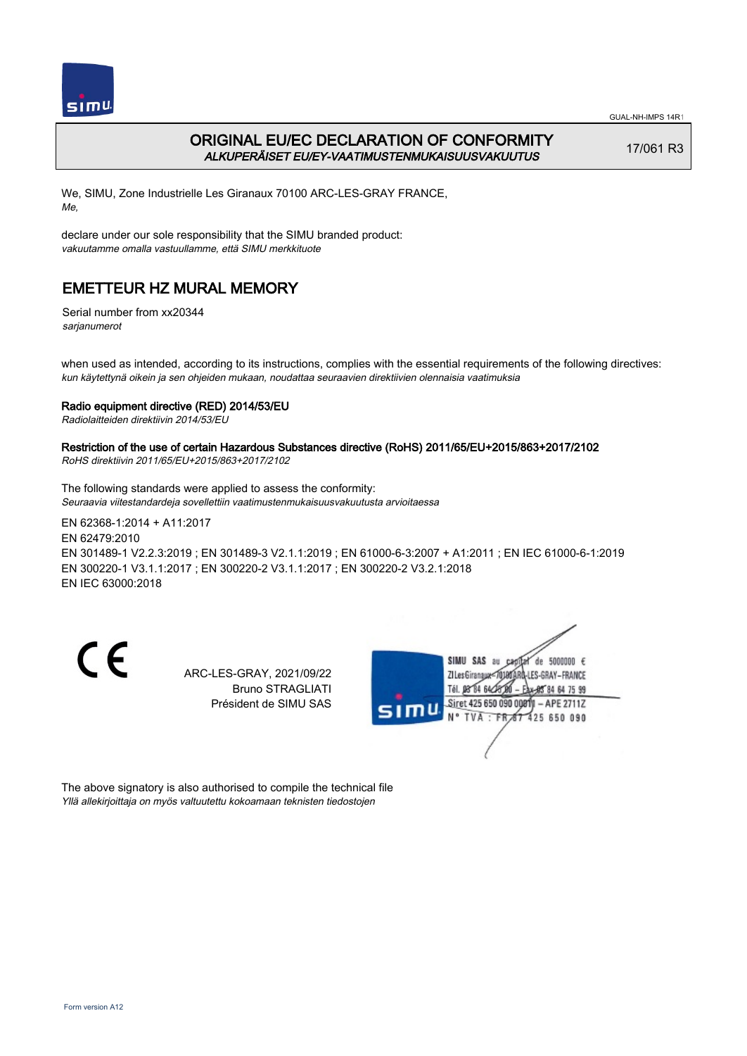GUAL-NH-IMPS 14R1

# ORIGINAL EU/EC DECLARATION OF CONFORMITY
*ALKUPERÄISET EU/EY-VAATIMUSTENMUKAISUUSVAKUUTUS*

17/061 R3

We, SIMU, Zone Industrielle Les Giranaux 70100 ARC-LES-GRAY FRANCE,
*Me,*

declare under our sole responsibility that the SIMU branded product:
*vakuutamme omalla vastuullamme, että SIMU merkkituote*

## EMETTEUR HZ MURAL MEMORY

Serial number from xx20344
*sarjanumerot*

when used as intended, according to its instructions, complies with the essential requirements of the following directives:
*kun käytettynä oikein ja sen ohjeiden mukaan, noudattaa seuraavien direktiivien olennaisia vaatimuksia*

**Radio equipment directive (RED) 2014/53/EU**
*Radiolaitteiden direktiivin 2014/53/EU*

**Restriction of the use of certain Hazardous Substances directive (RoHS) 2011/65/EU+2015/863+2017/2102**
*RoHS direktiivin 2011/65/EU+2015/863+2017/2102*

The following standards were applied to assess the conformity:
*Seuraavia viitestandardeja sovellettiin vaatimustenmukaisuusvakuutusta arvioitaessa*

EN 62368-1:2014 + A11:2017
EN 62479:2010
EN 301489-1 V2.2.3:2019 ; EN 301489-3 V2.1.1:2019 ; EN 61000-6-3:2007 + A1:2011 ; EN IEC 61000-6-1:2019
EN 300220-1 V3.1.1:2017 ; EN 300220-2 V3.1.1:2017 ; EN 300220-2 V3.2.1:2018
EN IEC 63000:2018

CE

ARC-LES-GRAY, 2021/09/22
Bruno STRAGLIATI
Président de SIMU SAS

SIMU SAS au capital de 5000000 €
ZI Les Giranaux 70100 ARC-LES-GRAY-FRANCE
Tél. 03 84 64 75 00 – Fax 03 84 64 75 99
Siret 425 650 090 00011 – APE 2711Z
N° TVA : FR 87 425 650 090

The above signatory is also authorised to compile the technical file
*Yllä allekirjoittaja on myös valtuutettu kokoamaan teknisten tiedostojen*

Form version A12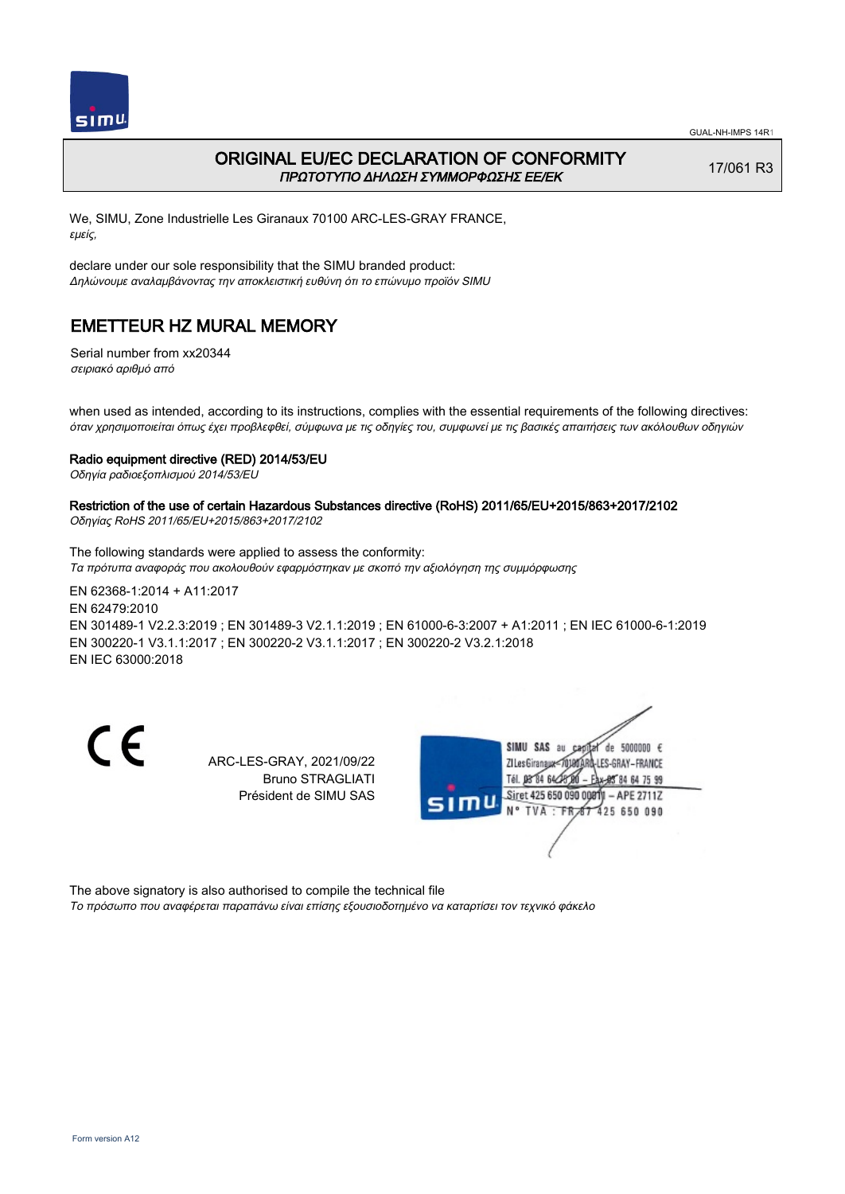GUAL-NH-IMPS 14R1

# ORIGINAL EU/EC DECLARATION OF CONFORMITY
*ΠΡΩΤΟΤΥΠΟ ΔΗΛΩΣΗ ΣΥΜΜΟΡΦΩΣΗΣ ΕΕ/ΕΚ*

17/061 R3

We, SIMU, Zone Industrielle Les Giranaux 70100 ARC-LES-GRAY FRANCE,
*εμείς,*

declare under our sole responsibility that the SIMU branded product:
*Δηλώνουμε αναλαμβάνοντας την αποκλειστική ευθύνη ότι το επώνυμο προϊόν SIMU*

## EMETTEUR HZ MURAL MEMORY

Serial number from xx20344
*σειριακό αριθμό από*

when used as intended, according to its instructions, complies with the essential requirements of the following directives:
*όταν χρησιμοποιείται όπως έχει προβλεφθεί, σύμφωνα με τις οδηγίες του, συμφωνεί με τις βασικές απαιτήσεις των ακόλουθων οδηγιών*

**Radio equipment directive (RED) 2014/53/EU**
*Οδηγία ραδιοεξοπλισμού 2014/53/EU*

**Restriction of the use of certain Hazardous Substances directive (RoHS) 2011/65/EU+2015/863+2017/2102**
*Οδηγίας RoHS 2011/65/EU+2015/863+2017/2102*

The following standards were applied to assess the conformity:
*Τα πρότυπα αναφοράς που ακολουθούν εφαρμόστηκαν με σκοπό την αξιολόγηση της συμμόρφωσης*

EN 62368-1:2014 + A11:2017
EN 62479:2010
EN 301489-1 V2.2.3:2019 ; EN 301489-3 V2.1.1:2019 ; EN 61000-6-3:2007 + A1:2011 ; EN IEC 61000-6-1:2019
EN 300220-1 V3.1.1:2017 ; EN 300220-2 V3.1.1:2017 ; EN 300220-2 V3.2.1:2018
EN IEC 63000:2018

CE

ARC-LES-GRAY, 2021/09/22
Bruno STRAGLIATI
Président de SIMU SAS

SIMU SAS au capital de 5000000 €
ZI Les Giranaux 70100 ARC-LES-GRAY-FRANCE
Tél. 03 84 64 75 00 – Fax 03 84 64 75 99
Siret 425 650 090 00011 – APE 2711Z
N° TVA : FR 87 425 650 090

The above signatory is also authorised to compile the technical file
*Το πρόσωπο που αναφέρεται παραπάνω είναι επίσης εξουσιοδοτημένο να καταρτίσει τον τεχνικό φάκελο*

Form version A12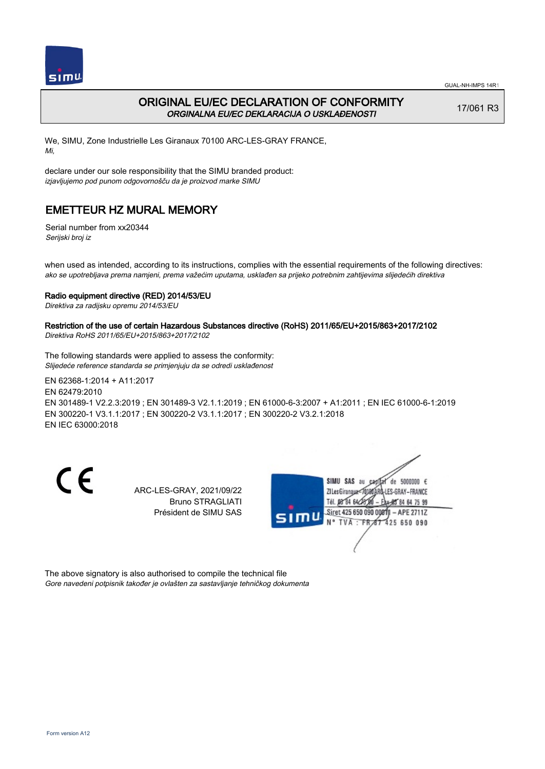# ORIGINAL EU/EC DECLARATION OF CONFORMITY
*ORGINALNA EU/EC DEKLARACIJA O USKLAĐENOSTI*

17/061 R3

We, SIMU, Zone Industrielle Les Giranaux 70100 ARC-LES-GRAY FRANCE,
*Mi,*

declare under our sole responsibility that the SIMU branded product:
*izjavljujemo pod punom odgovornošču da je proizvod marke SIMU*

## EMETTEUR HZ MURAL MEMORY

Serial number from xx20344
*Serijski broj iz*

when used as intended, according to its instructions, complies with the essential requirements of the following directives:
*ako se upotrebljava prema namjeni, prema važećim uputama, usklađen sa prijeko potrebnim zahtijevima slijedećih direktiva*

**Radio equipment directive (RED) 2014/53/EU**
*Direktiva za radijsku opremu 2014/53/EU*

**Restriction of the use of certain Hazardous Substances directive (RoHS) 2011/65/EU+2015/863+2017/2102**
*Direktiva RoHS 2011/65/EU+2015/863+2017/2102*

The following standards were applied to assess the conformity:
*Slijedeće reference standarda se primjenjuju da se odredi usklađenost*

EN 62368-1:2014 + A11:2017
EN 62479:2010
EN 301489-1 V2.2.3:2019 ; EN 301489-3 V2.1.1:2019 ; EN 61000-6-3:2007 + A1:2011 ; EN IEC 61000-6-1:2019
EN 300220-1 V3.1.1:2017 ; EN 300220-2 V3.1.1:2017 ; EN 300220-2 V3.2.1:2018
EN IEC 63000:2018

CE

ARC-LES-GRAY, 2021/09/22
Bruno STRAGLIATI
Président de SIMU SAS

SIMU SAS au capital de 5000000 €
ZI Les Giranaux 70100 ARC-LES-GRAY-FRANCE
Tél. 03 84 64 75 00 – Fax 03 84 64 75 99
Siret 425 650 090 00011 – APE 2711Z
N° TVA : FR 87 425 650 090

The above signatory is also authorised to compile the technical file
*Gore navedeni potpisnik također je ovlašten za sastavljanje tehničkog dokumenta*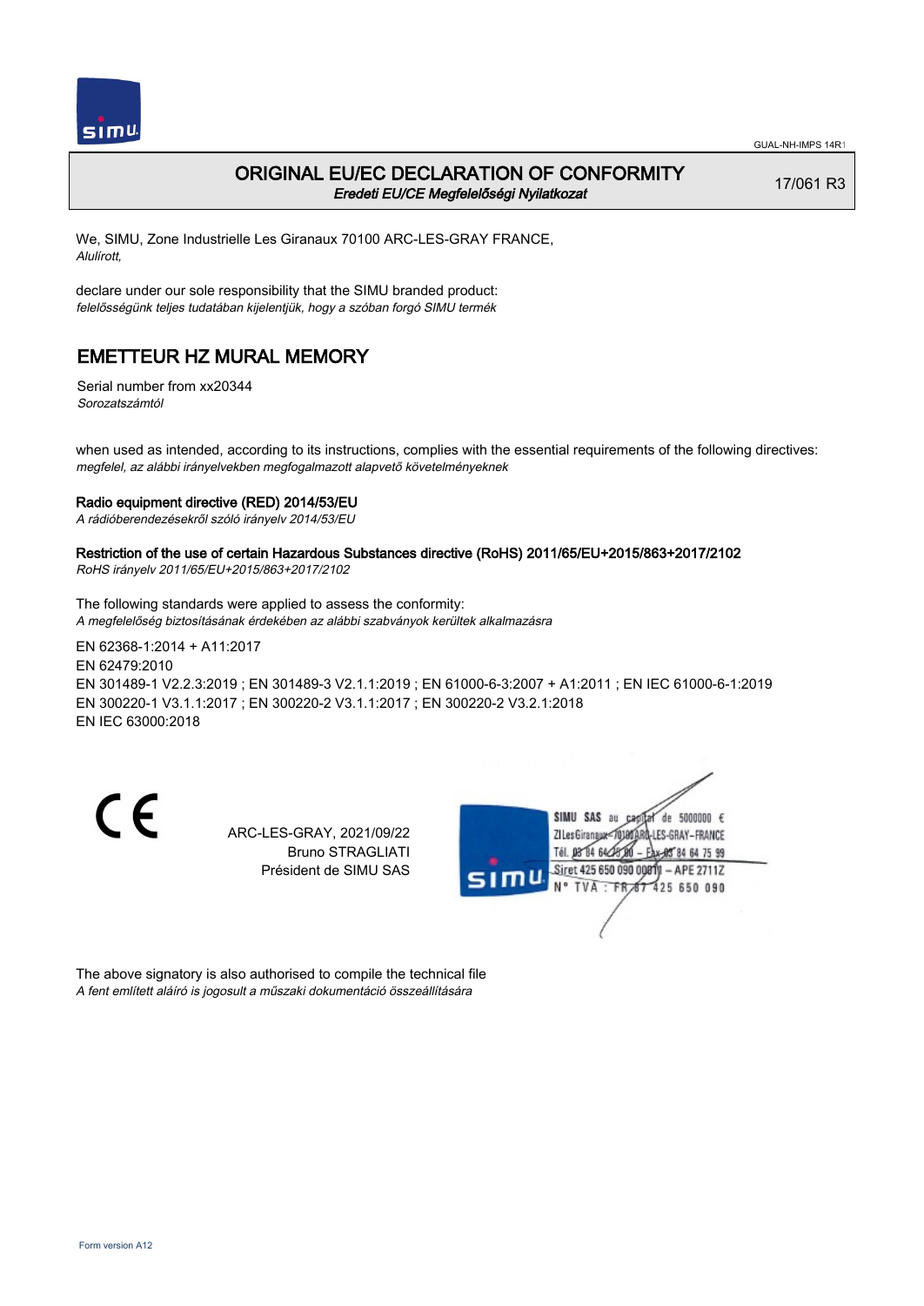GUAL-NH-IMPS 14R1

# ORIGINAL EU/EC DECLARATION OF CONFORMITY

*Eredeti EU/CE Megfelelőségi Nyilatkozat*

17/061 R3

We, SIMU, Zone Industrielle Les Giranaux 70100 ARC-LES-GRAY FRANCE,
*Alulírott,*

declare under our sole responsibility that the SIMU branded product:
*felelősségünk teljes tudatában kijelentjük, hogy a szóban forgó SIMU termék*

## EMETTEUR HZ MURAL MEMORY

Serial number from xx20344
*Sorozatszámtól*

when used as intended, according to its instructions, complies with the essential requirements of the following directives:
*megfelel, az alábbi irányelvekben megfogalmazott alapvető követelményeknek*

**Radio equipment directive (RED) 2014/53/EU**
*A rádióberendezésekről szóló irányelv 2014/53/EU*

**Restriction of the use of certain Hazardous Substances directive (RoHS) 2011/65/EU+2015/863+2017/2102**
*RoHS irányelv 2011/65/EU+2015/863+2017/2102*

The following standards were applied to assess the conformity:
*A megfelelőség biztosításának érdekében az alábbi szabványok kerültek alkalmazásra*

EN 62368-1:2014 + A11:2017
EN 62479:2010
EN 301489-1 V2.2.3:2019 ; EN 301489-3 V2.1.1:2019 ; EN 61000-6-3:2007 + A1:2011 ; EN IEC 61000-6-1:2019
EN 300220-1 V3.1.1:2017 ; EN 300220-2 V3.1.1:2017 ; EN 300220-2 V3.2.1:2018
EN IEC 63000:2018

ARC-LES-GRAY, 2021/09/22
Bruno STRAGLIATI
Président de SIMU SAS

SIMU SAS au capital de 5000000 €
ZI Les Giranaux 70100 ARC-LES-GRAY-FRANCE
Tél. 03 84 64 75 00 – Fax 03 84 64 75 99
Siret 425 650 090 00011 – APE 2711Z
N° TVA : FR 87 425 650 090

The above signatory is also authorised to compile the technical file
*A fent említett aláíró is jogosult a műszaki dokumentáció összeállítására*

Form version A12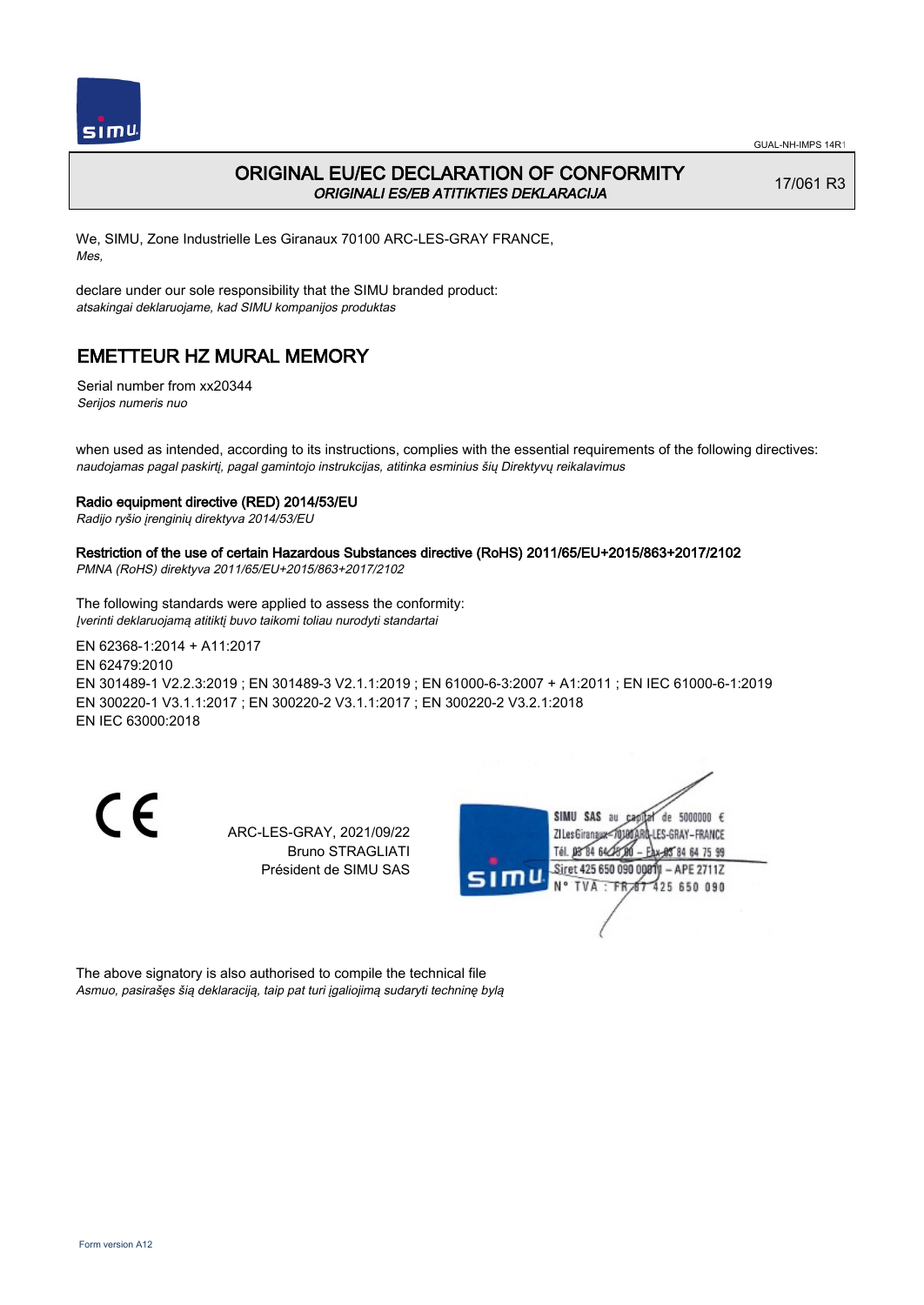# ORIGINAL EU/EC DECLARATION OF CONFORMITY

*ORIGINALI ES/EB ATITIKTIES DEKLARACIJA*

17/061 R3

We, SIMU, Zone Industrielle Les Giranaux 70100 ARC-LES-GRAY FRANCE,
*Mes,*

declare under our sole responsibility that the SIMU branded product:
*atsakingai deklaruojame, kad SIMU kompanijos produktas*

## EMETTEUR HZ MURAL MEMORY

Serial number from xx20344
*Serijos numeris nuo*

when used as intended, according to its instructions, complies with the essential requirements of the following directives:
*naudojamas pagal paskirtį, pagal gamintojo instrukcijas, atitinka esminius šių Direktyvų reikalavimus*

**Radio equipment directive (RED) 2014/53/EU**
*Radijo ryšio įrenginių direktyva 2014/53/EU*

**Restriction of the use of certain Hazardous Substances directive (RoHS) 2011/65/EU+2015/863+2017/2102**
*PMNA (RoHS) direktyva 2011/65/EU+2015/863+2017/2102*

The following standards were applied to assess the conformity:
*Įverinti deklaruojamą atitiktį buvo taikomi toliau nurodyti standartai*

EN 62368-1:2014 + A11:2017
EN 62479:2010
EN 301489-1 V2.2.3:2019 ; EN 301489-3 V2.1.1:2019 ; EN 61000-6-3:2007 + A1:2011 ; EN IEC 61000-6-1:2019
EN 300220-1 V3.1.1:2017 ; EN 300220-2 V3.1.1:2017 ; EN 300220-2 V3.2.1:2018
EN IEC 63000:2018

ARC-LES-GRAY, 2021/09/22
Bruno STRAGLIATI
Président de SIMU SAS

SIMU SAS au capital de 5000000 €
ZI Les Giranaux 70100 ARC-LES-GRAY-FRANCE
Tél. 03 84 64 75 00 – Fax 03 84 64 75 99
Siret 425 650 090 00011 – APE 2711Z
N° TVA : FR87 425 650 090

The above signatory is also authorised to compile the technical file
*Asmuo, pasirašęs šią deklaraciją, taip pat turi įgaliojimą sudaryti techninę bylą*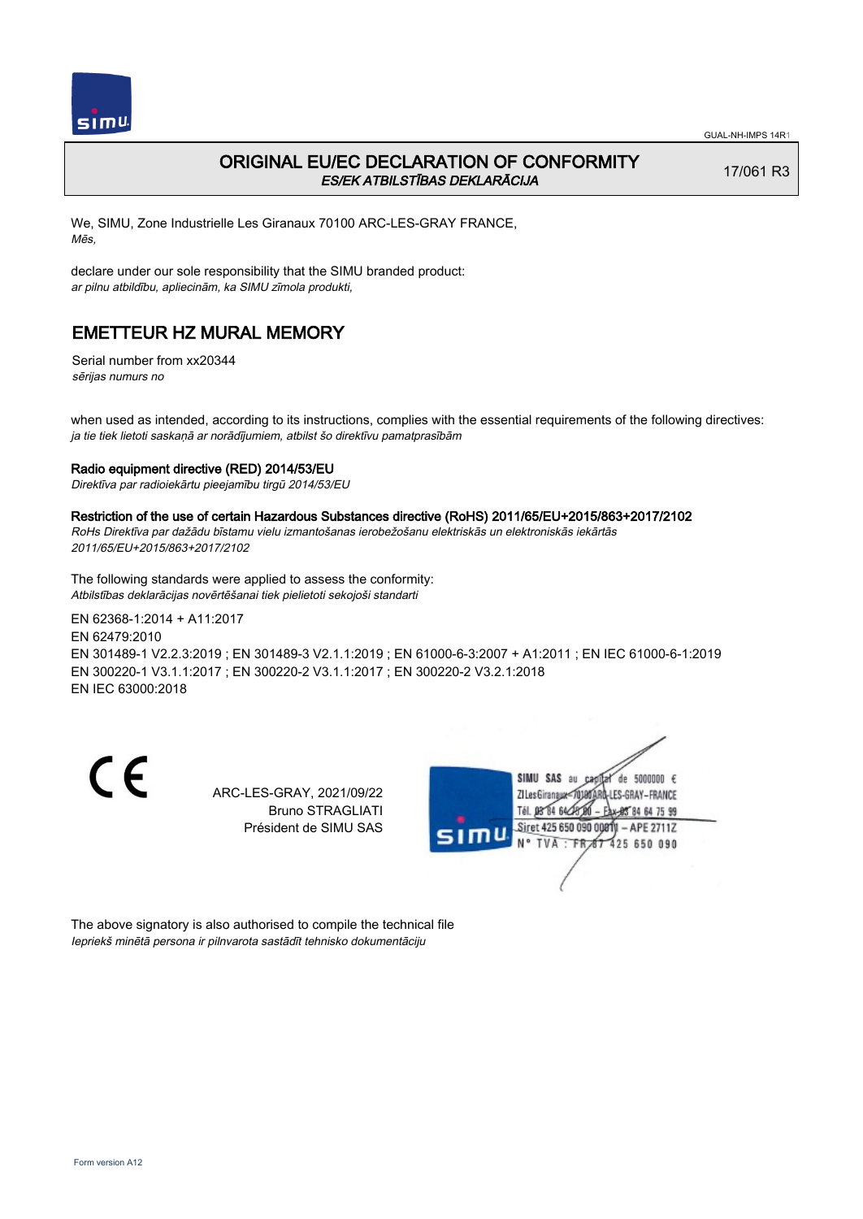# ORIGINAL EU/EC DECLARATION OF CONFORMITY
*ES/EK ATBILSTĪBAS DEKLARĀCIJA*

17/061 R3

We, SIMU, Zone Industrielle Les Giranaux 70100 ARC-LES-GRAY FRANCE,
*Mēs,*

declare under our sole responsibility that the SIMU branded product:
*ar pilnu atbildību, apliecinām, ka SIMU zīmola produkti,*

## EMETTEUR HZ MURAL MEMORY

Serial number from xx20344
*sērijas numurs no*

when used as intended, according to its instructions, complies with the essential requirements of the following directives:
*ja tie tiek lietoti saskaņā ar norādījumiem, atbilst šo direktīvu pamatprasībām*

**Radio equipment directive (RED) 2014/53/EU**
*Direktīva par radioiekārtu pieejamību tirgū 2014/53/EU*

**Restriction of the use of certain Hazardous Substances directive (RoHS) 2011/65/EU+2015/863+2017/2102**
*RoHs Direktīva par dažādu bīstamu vielu izmantošanas ierobežošanu elektriskās un elektroniskās iekārtās 2011/65/EU+2015/863+2017/2102*

The following standards were applied to assess the conformity:
*Atbilstības deklarācijas novērtēšanai tiek pielietoti sekojoši standarti*

EN 62368-1:2014 + A11:2017
EN 62479:2010
EN 301489-1 V2.2.3:2019 ; EN 301489-3 V2.1.1:2019 ; EN 61000-6-3:2007 + A1:2011 ; EN IEC 61000-6-1:2019
EN 300220-1 V3.1.1:2017 ; EN 300220-2 V3.1.1:2017 ; EN 300220-2 V3.2.1:2018
EN IEC 63000:2018

ARC-LES-GRAY, 2021/09/22
Bruno STRAGLIATI
Président de SIMU SAS

SIMU SAS au capital de 5000000 €
ZI Les Giranaux 70100 ARC-LES-GRAY-FRANCE
Tél. 03 84 64 75 00 – Fax 03 84 64 75 99
Siret 425 650 090 00811 – APE 2711Z
N° TVA : FR 87 425 650 090

The above signatory is also authorised to compile the technical file
*Iepriekš minētā persona ir pilnvarota sastādīt tehnisko dokumentāciju*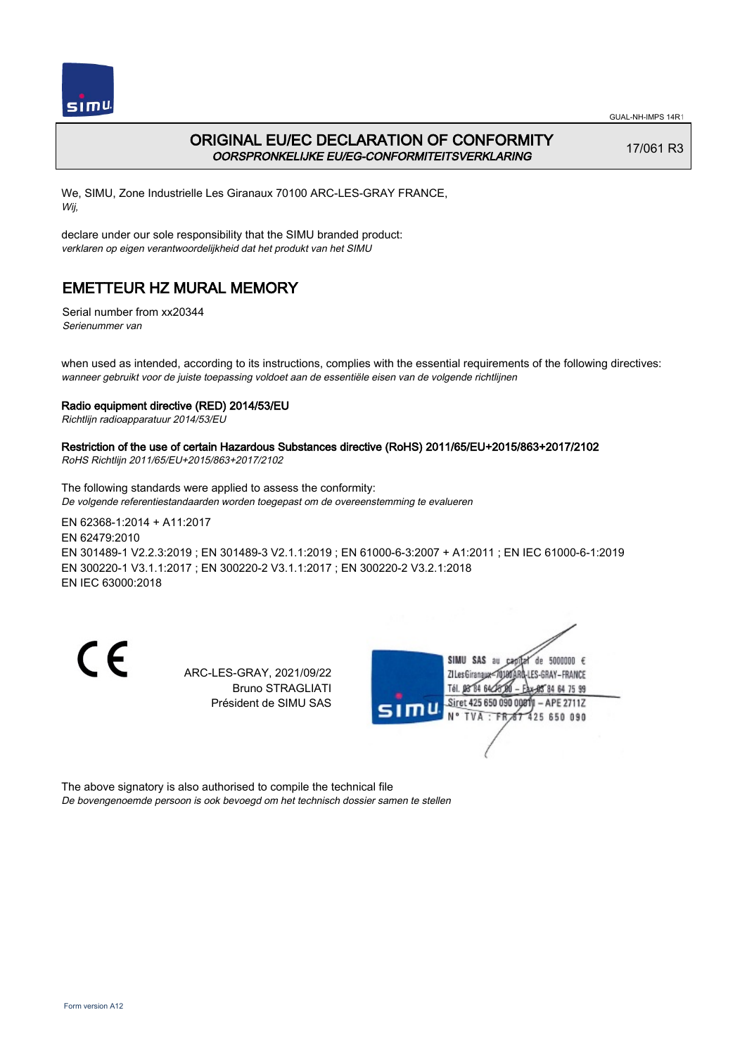# ORIGINAL EU/EC DECLARATION OF CONFORMITY

*OORSPRONKELIJKE EU/EG-CONFORMITEITSVERKLARING*

17/061 R3

We, SIMU, Zone Industrielle Les Giranaux 70100 ARC-LES-GRAY FRANCE,
*Wij,*

declare under our sole responsibility that the SIMU branded product:
*verklaren op eigen verantwoordelijkheid dat het produkt van het SIMU*

## EMETTEUR HZ MURAL MEMORY

Serial number from xx20344
*Serienummer van*

when used as intended, according to its instructions, complies with the essential requirements of the following directives:
*wanneer gebruikt voor de juiste toepassing voldoet aan de essentiële eisen van de volgende richtlijnen*

**Radio equipment directive (RED) 2014/53/EU**
*Richtlijn radioapparatuur 2014/53/EU*

**Restriction of the use of certain Hazardous Substances directive (RoHS) 2011/65/EU+2015/863+2017/2102**
*RoHS Richtlijn 2011/65/EU+2015/863+2017/2102*

The following standards were applied to assess the conformity:
*De volgende referentiestandaarden worden toegepast om de overeenstemming te evalueren*

EN 62368-1:2014 + A11:2017
EN 62479:2010
EN 301489-1 V2.2.3:2019 ; EN 301489-3 V2.1.1:2019 ; EN 61000-6-3:2007 + A1:2011 ; EN IEC 61000-6-1:2019
EN 300220-1 V3.1.1:2017 ; EN 300220-2 V3.1.1:2017 ; EN 300220-2 V3.2.1:2018
EN IEC 63000:2018

CE

ARC-LES-GRAY, 2021/09/22
Bruno STRAGLIATI
Président de SIMU SAS

SIMU SAS au capital de 5000000 €
ZI Les Giranaux 70100 ARC-LES-GRAY-FRANCE
Tél. 03 84 64 75 00 – Fax 03 84 64 75 99
Siret 425 650 090 00011 – APE 2711Z
N° TVA : FR 87 425 650 090

The above signatory is also authorised to compile the technical file
*De bovengenoemde persoon is ook bevoegd om het technisch dossier samen te stellen*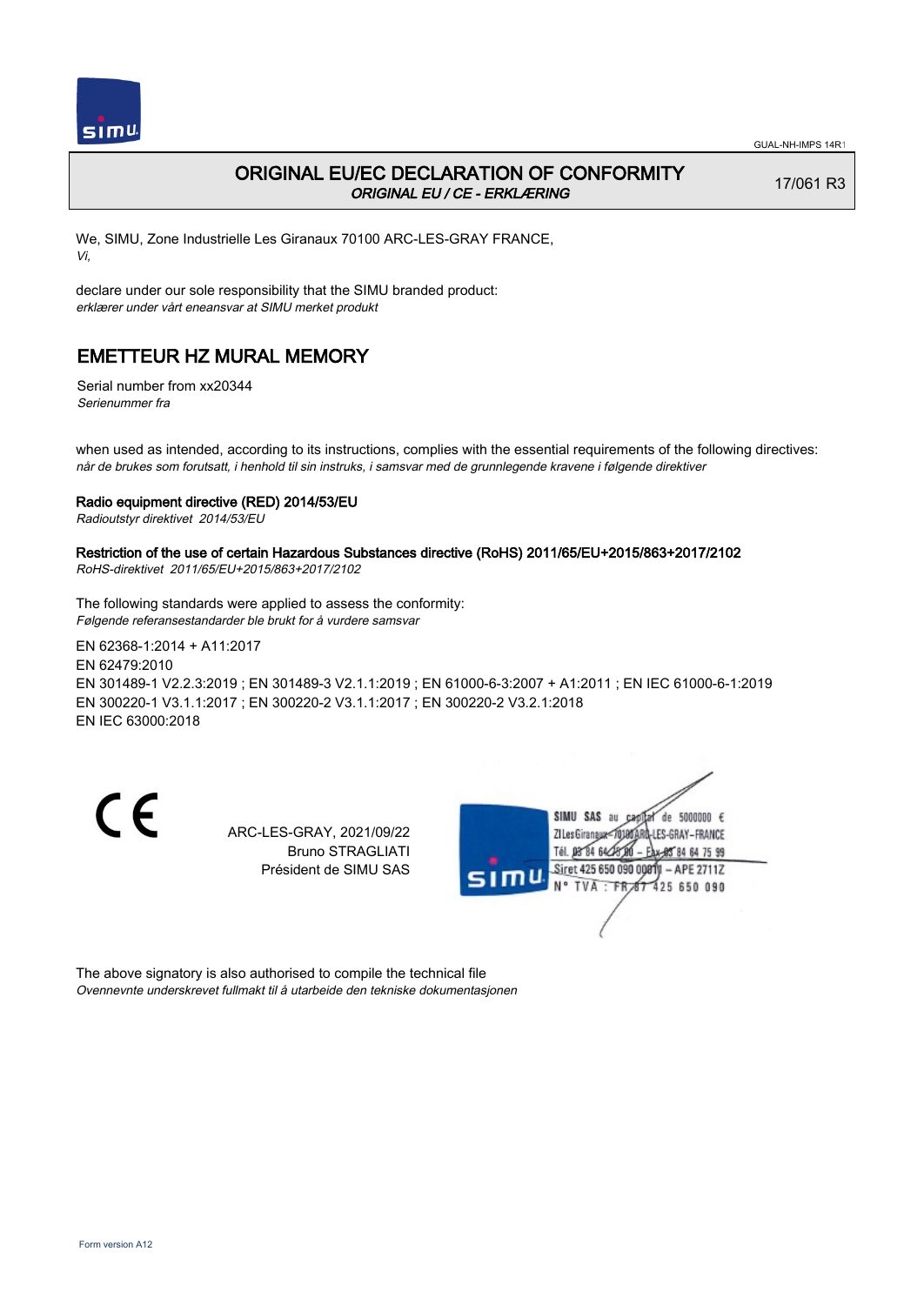# ORIGINAL EU/EC DECLARATION OF CONFORMITY

*ORIGINAL EU / CE - ERKLÆRING*

17/061 R3

We, SIMU, Zone Industrielle Les Giranaux 70100 ARC-LES-GRAY FRANCE,
*Vi,*

declare under our sole responsibility that the SIMU branded product:
*erklærer under vårt eneansvar at SIMU merket produkt*

## EMETTEUR HZ MURAL MEMORY

Serial number from xx20344
*Serienummer fra*

when used as intended, according to its instructions, complies with the essential requirements of the following directives:
*når de brukes som forutsatt, i henhold til sin instruks, i samsvar med de grunnlegende kravene i følgende direktiver*

**Radio equipment directive (RED) 2014/53/EU**
*Radioutstyr direktivet 2014/53/EU*

**Restriction of the use of certain Hazardous Substances directive (RoHS) 2011/65/EU+2015/863+2017/2102**
*RoHS-direktivet 2011/65/EU+2015/863+2017/2102*

The following standards were applied to assess the conformity:
*Følgende referansestandarder ble brukt for å vurdere samsvar*

EN 62368-1:2014 + A11:2017
EN 62479:2010
EN 301489-1 V2.2.3:2019 ; EN 301489-3 V2.1.1:2019 ; EN 61000-6-3:2007 + A1:2011 ; EN IEC 61000-6-1:2019
EN 300220-1 V3.1.1:2017 ; EN 300220-2 V3.1.1:2017 ; EN 300220-2 V3.2.1:2018
EN IEC 63000:2018

CE

ARC-LES-GRAY, 2021/09/22
Bruno STRAGLIATI
Président de SIMU SAS

SIMU SAS au capital de 5000000 €
ZI Les Giranaux 70100 ARC-LES-GRAY-FRANCE
Tél. 03 84 64 75 00 – Fax 03 84 64 75 99
Siret 425 650 090 00011 – APE 2711Z
N° TVA : FR 87 425 650 090

The above signatory is also authorised to compile the technical file
*Ovennevnte underskrevet fullmakt til å utarbeide den tekniske dokumentasjonen*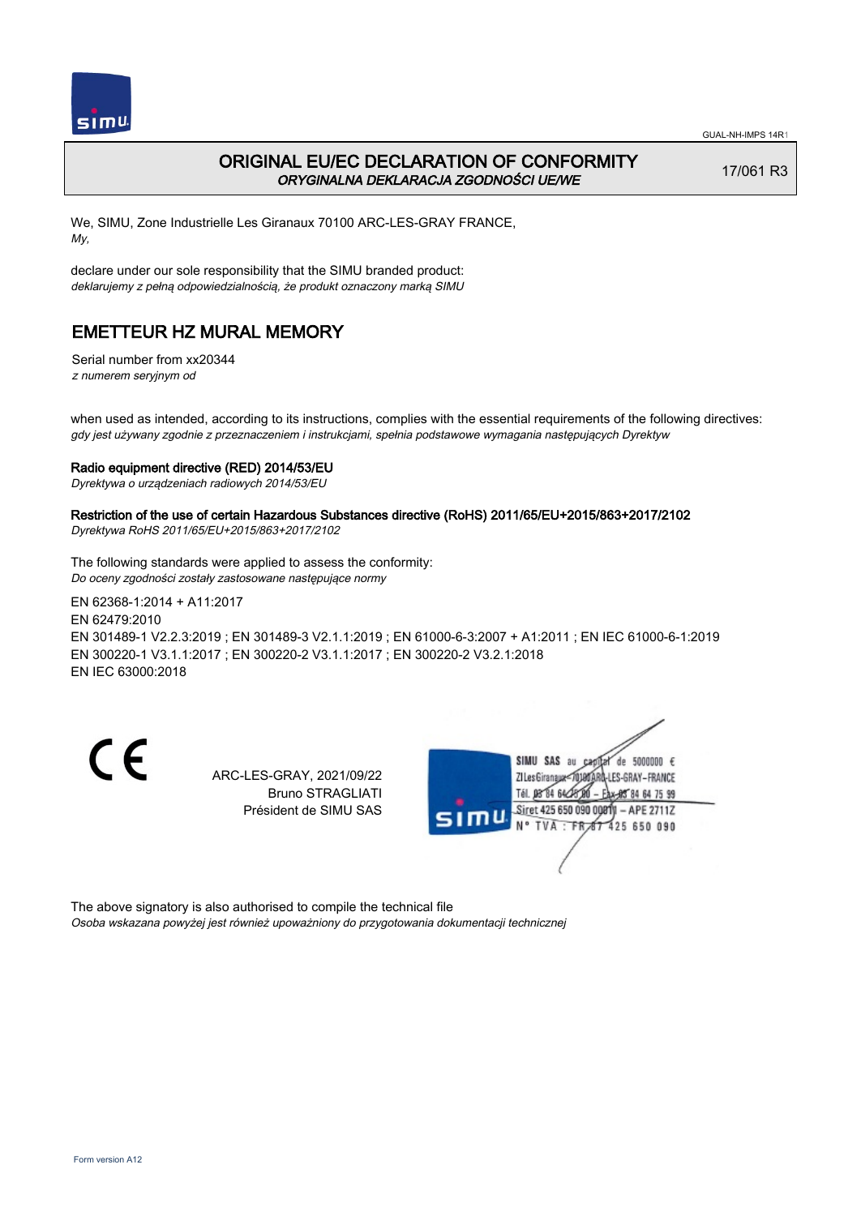# ORIGINAL EU/EC DECLARATION OF CONFORMITY

*ORYGINALNA DEKLARACJA ZGODNOŚCI UE/WE*

17/061 R3

We, SIMU, Zone Industrielle Les Giranaux 70100 ARC-LES-GRAY FRANCE,
*My,*

declare under our sole responsibility that the SIMU branded product:
*deklarujemy z pełną odpowiedzialnością, że produkt oznaczony marką SIMU*

## EMETTEUR HZ MURAL MEMORY

Serial number from xx20344
*z numerem seryjnym od*

when used as intended, according to its instructions, complies with the essential requirements of the following directives:
*gdy jest używany zgodnie z przeznaczeniem i instrukcjami, spełnia podstawowe wymagania następujących Dyrektyw*

**Radio equipment directive (RED) 2014/53/EU**
*Dyrektywa o urządzeniach radiowych 2014/53/EU*

**Restriction of the use of certain Hazardous Substances directive (RoHS) 2011/65/EU+2015/863+2017/2102**
*Dyrektywa RoHS 2011/65/EU+2015/863+2017/2102*

The following standards were applied to assess the conformity:
*Do oceny zgodności zostały zastosowane następujące normy*

EN 62368-1:2014 + A11:2017
EN 62479:2010
EN 301489-1 V2.2.3:2019 ; EN 301489-3 V2.1.1:2019 ; EN 61000-6-3:2007 + A1:2011 ; EN IEC 61000-6-1:2019
EN 300220-1 V3.1.1:2017 ; EN 300220-2 V3.1.1:2017 ; EN 300220-2 V3.2.1:2018
EN IEC 63000:2018

CE

ARC-LES-GRAY, 2021/09/22
Bruno STRAGLIATI
Président de SIMU SAS

SIMU SAS au capital de 5000000 €
ZI Les Giranaux 70100 ARC-LES-GRAY-FRANCE
Tél. 03 84 64 75 00 – Fax 03 84 64 75 99
Siret 425 650 090 00011 – APE 2711Z
N° TVA : FR 87 425 650 090

The above signatory is also authorised to compile the technical file
*Osoba wskazana powyżej jest również upoważniony do przygotowania dokumentacji technicznej*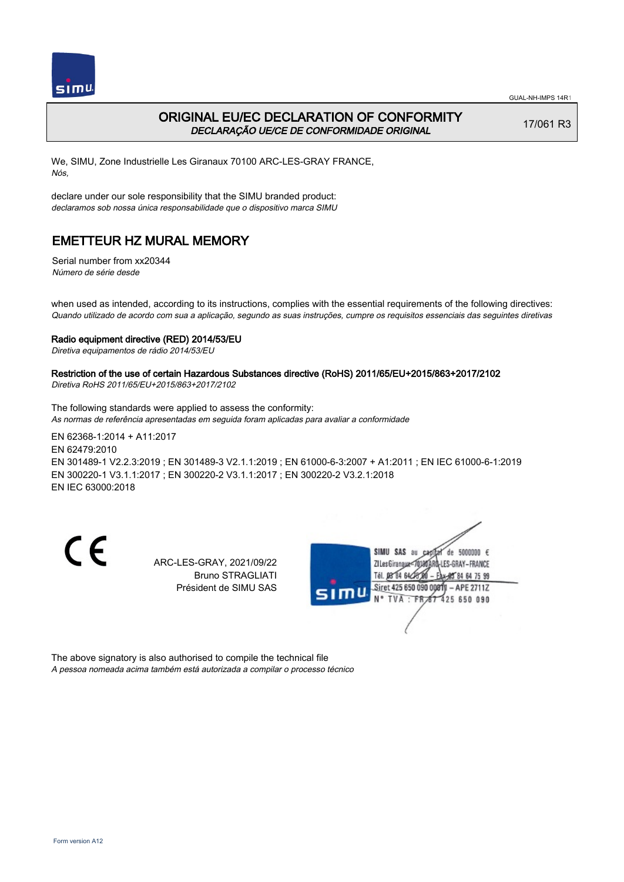GUAL-NH-IMPS 14R1

## ORIGINAL EU/EC DECLARATION OF CONFORMITY
*DECLARAÇÃO UE/CE DE CONFORMIDADE ORIGINAL*

17/061 R3

We, SIMU, Zone Industrielle Les Giranaux 70100 ARC-LES-GRAY FRANCE,
*Nós,*

declare under our sole responsibility that the SIMU branded product:
*declaramos sob nossa única responsabilidade que o dispositivo marca SIMU*

# EMETTEUR HZ MURAL MEMORY

Serial number from xx20344
*Número de série desde*

when used as intended, according to its instructions, complies with the essential requirements of the following directives:
*Quando utilizado de acordo com sua a aplicação, segundo as suas instruções, cumpre os requisitos essenciais das seguintes diretivas*

**Radio equipment directive (RED) 2014/53/EU**
*Diretiva equipamentos de rádio 2014/53/EU*

**Restriction of the use of certain Hazardous Substances directive (RoHS) 2011/65/EU+2015/863+2017/2102**
*Diretiva RoHS 2011/65/EU+2015/863+2017/2102*

The following standards were applied to assess the conformity:
*As normas de referência apresentadas em seguida foram aplicadas para avaliar a conformidade*

EN 62368-1:2014 + A11:2017
EN 62479:2010
EN 301489-1 V2.2.3:2019 ; EN 301489-3 V2.1.1:2019 ; EN 61000-6-3:2007 + A1:2011 ; EN IEC 61000-6-1:2019
EN 300220-1 V3.1.1:2017 ; EN 300220-2 V3.1.1:2017 ; EN 300220-2 V3.2.1:2018
EN IEC 63000:2018

ARC-LES-GRAY, 2021/09/22
Bruno STRAGLIATI
Président de SIMU SAS

SIMU SAS au capital de 5000000 €
ZI Les Giranaux 70100 ARC-LES-GRAY-FRANCE
Tél. 03 84 64 75 00 – Fax 03 84 64 75 99
Siret 425 650 090 00011 – APE 2711Z
N° TVA : FR 87 425 650 090

The above signatory is also authorised to compile the technical file
*A pessoa nomeada acima também está autorizada a compilar o processo técnico*

Form version A12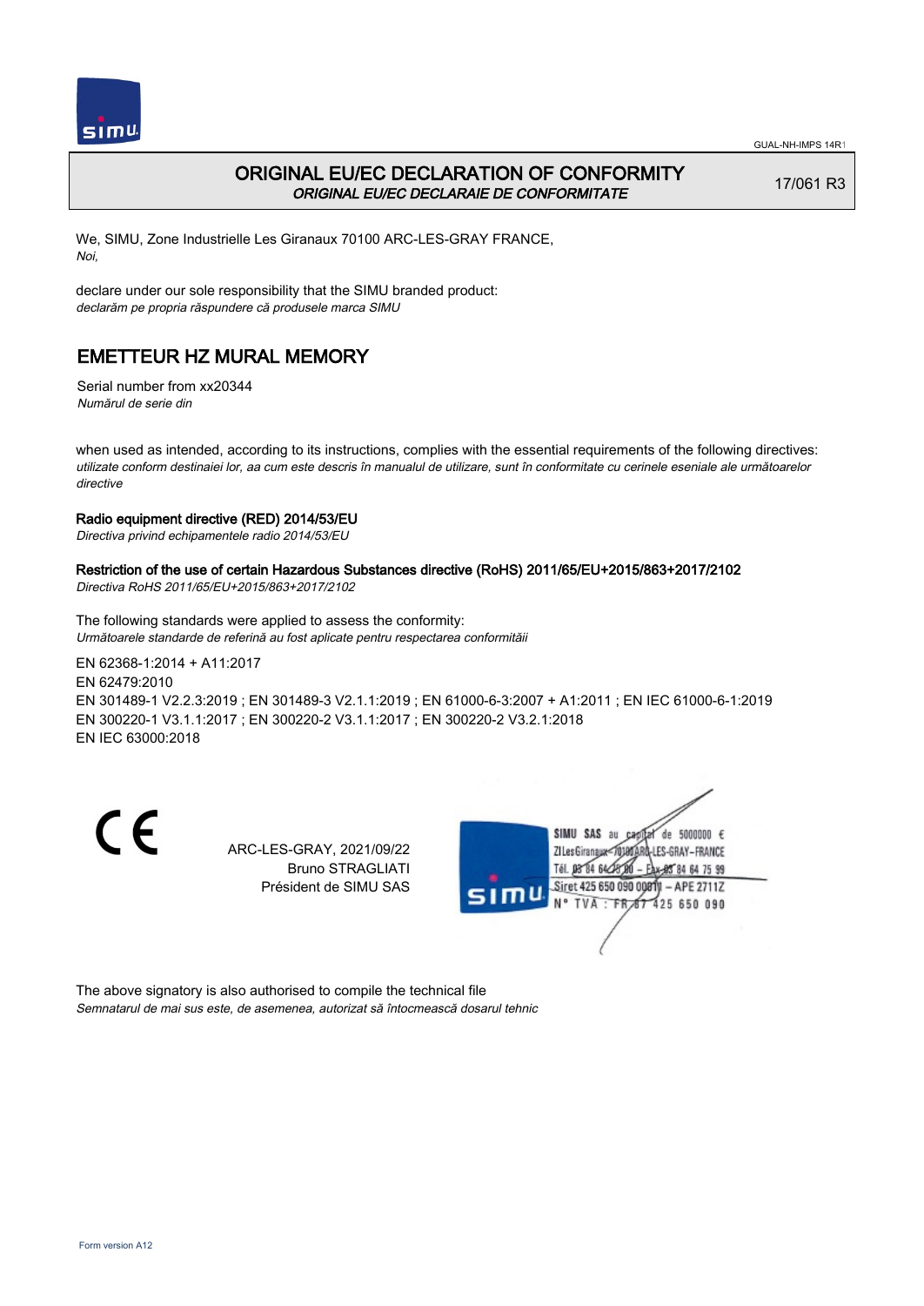# ORIGINAL EU/EC DECLARATION OF CONFORMITY

*ORIGINAL EU/EC DECLARAIE DE CONFORMITATE*

17/061 R3

We, SIMU, Zone Industrielle Les Giranaux 70100 ARC-LES-GRAY FRANCE,
*Noi,*

declare under our sole responsibility that the SIMU branded product:
*declarăm pe propria răspundere că produsele marca SIMU*

## EMETTEUR HZ MURAL MEMORY

Serial number from xx20344
*Numărul de serie din*

when used as intended, according to its instructions, complies with the essential requirements of the following directives:
*utilizate conform destinaiei lor, aa cum este descris în manualul de utilizare, sunt în conformitate cu cerinele eseniale ale următoarelor directive*

**Radio equipment directive (RED) 2014/53/EU**
*Directiva privind echipamentele radio 2014/53/EU*

**Restriction of the use of certain Hazardous Substances directive (RoHS) 2011/65/EU+2015/863+2017/2102**
*Directiva RoHS 2011/65/EU+2015/863+2017/2102*

The following standards were applied to assess the conformity:
*Următoarele standarde de referină au fost aplicate pentru respectarea conformităii*

EN 62368-1:2014 + A11:2017
EN 62479:2010
EN 301489-1 V2.2.3:2019 ; EN 301489-3 V2.1.1:2019 ; EN 61000-6-3:2007 + A1:2011 ; EN IEC 61000-6-1:2019
EN 300220-1 V3.1.1:2017 ; EN 300220-2 V3.1.1:2017 ; EN 300220-2 V3.2.1:2018
EN IEC 63000:2018

ARC-LES-GRAY, 2021/09/22
Bruno STRAGLIATI
Président de SIMU SAS

SIMU SAS au capital de 5000000 €
ZI Les Giranaux 70100 ARC-LES-GRAY-FRANCE
Tél. 03 84 64 75 00 – Fax 03 84 64 75 99
Siret 425 650 090 00011 – APE 2711Z
N° TVA : FR 87 425 650 090

The above signatory is also authorised to compile the technical file
*Semnatarul de mai sus este, de asemenea, autorizat să întocmească dosarul tehnic*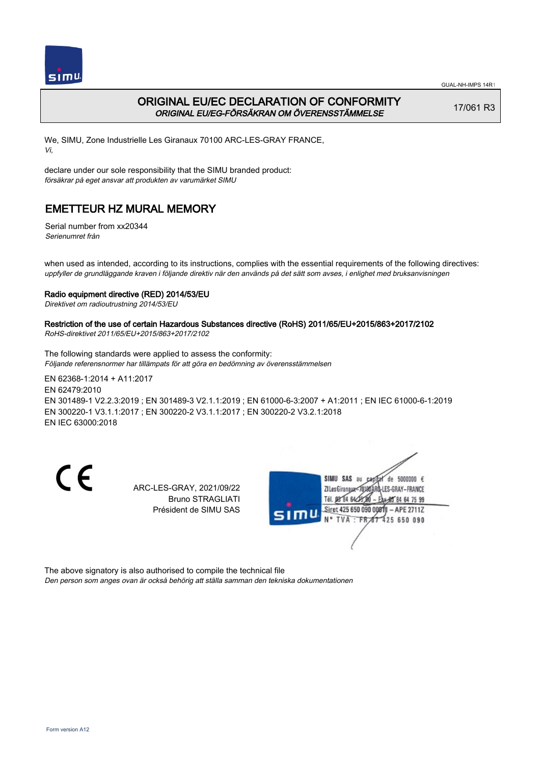GUAL-NH-IMPS 14R1

# ORIGINAL EU/EC DECLARATION OF CONFORMITY
*ORIGINAL EU/EG-FÖRSÄKRAN OM ÖVERENSSTÄMMELSE*

17/061 R3

We, SIMU, Zone Industrielle Les Giranaux 70100 ARC-LES-GRAY FRANCE,
*Vi,*

declare under our sole responsibility that the SIMU branded product:
*försäkrar på eget ansvar att produkten av varumärket SIMU*

## EMETTEUR HZ MURAL MEMORY

Serial number from xx20344
*Serienumret från*

when used as intended, according to its instructions, complies with the essential requirements of the following directives:
*uppfyller de grundläggande kraven i följande direktiv när den används på det sätt som avses, i enlighet med bruksanvisningen*

**Radio equipment directive (RED) 2014/53/EU**
*Direktivet om radioutrustning 2014/53/EU*

**Restriction of the use of certain Hazardous Substances directive (RoHS) 2011/65/EU+2015/863+2017/2102**
*RoHS-direktivet 2011/65/EU+2015/863+2017/2102*

The following standards were applied to assess the conformity:
*Följande referensnormer har tillämpats för att göra en bedömning av överensstämmelsen*

EN 62368-1:2014 + A11:2017
EN 62479:2010
EN 301489-1 V2.2.3:2019 ; EN 301489-3 V2.1.1:2019 ; EN 61000-6-3:2007 + A1:2011 ; EN IEC 61000-6-1:2019
EN 300220-1 V3.1.1:2017 ; EN 300220-2 V3.1.1:2017 ; EN 300220-2 V3.2.1:2018
EN IEC 63000:2018

CE

ARC-LES-GRAY, 2021/09/22
Bruno STRAGLIATI
Président de SIMU SAS

SIMU SAS au capital de 5000000 €
ZI Les Giranaux 70100 ARC-LES-GRAY-FRANCE
Tél. 03 84 64 75 00 – Fax 03 84 64 75 99
Siret 425 650 090 00011 – APE 2711Z
N° TVA : FR 87 425 650 090

The above signatory is also authorised to compile the technical file
*Den person som anges ovan är också behörig att ställa samman den tekniska dokumentationen*

Form version A12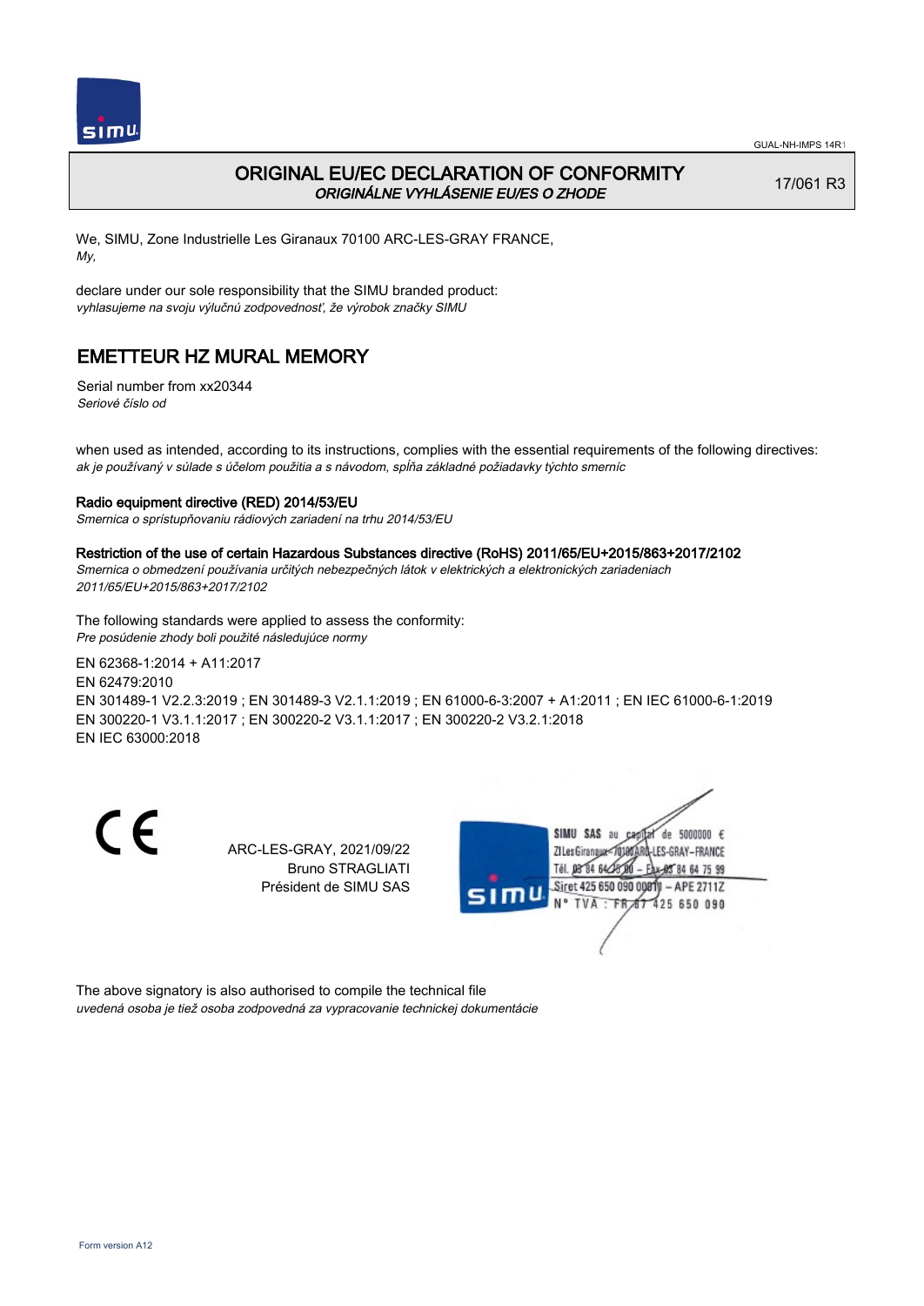GUAL-NH-IMPS 14R1

# ORIGINAL EU/EC DECLARATION OF CONFORMITY
*ORIGINÁLNE VYHLÁSENIE EU/ES O ZHODE*

17/061 R3

We, SIMU, Zone Industrielle Les Giranaux 70100 ARC-LES-GRAY FRANCE,
*My,*

declare under our sole responsibility that the SIMU branded product:
*vyhlasujeme na svoju výlučnú zodpovednosť, že výrobok značky SIMU*

## EMETTEUR HZ MURAL MEMORY

Serial number from xx20344
*Seriové číslo od*

when used as intended, according to its instructions, complies with the essential requirements of the following directives:
*ak je používaný v súlade s účelom použitia a s návodom, spĺňa základné požiadavky týchto smerníc*

**Radio equipment directive (RED) 2014/53/EU**
*Smernica o sprístupňovaniu rádiových zariadení na trhu 2014/53/EU*

**Restriction of the use of certain Hazardous Substances directive (RoHS) 2011/65/EU+2015/863+2017/2102**
*Smernica o obmedzení používania určitých nebezpečných látok v elektrických a elektronických zariadeniach 2011/65/EU+2015/863+2017/2102*

The following standards were applied to assess the conformity:
*Pre posúdenie zhody boli použité následujúce normy*

EN 62368-1:2014 + A11:2017
EN 62479:2010
EN 301489-1 V2.2.3:2019 ; EN 301489-3 V2.1.1:2019 ; EN 61000-6-3:2007 + A1:2011 ; EN IEC 61000-6-1:2019
EN 300220-1 V3.1.1:2017 ; EN 300220-2 V3.1.1:2017 ; EN 300220-2 V3.2.1:2018
EN IEC 63000:2018

CE

ARC-LES-GRAY, 2021/09/22
Bruno STRAGLIATI
Président de SIMU SAS

SIMU SAS au capital de 5000000 €
ZI Les Giranaux 70100 ARC-LES-GRAY-FRANCE
Tél. 03 84 64 75 00 – Fax 03 84 64 75 99
Siret 425 650 090 00011 – APE 2711Z
N° TVA : FR 87 425 650 090

The above signatory is also authorised to compile the technical file
*uvedená osoba je tiež osoba zodpovedná za vypracovanie technickej dokumentácie*

Form version A12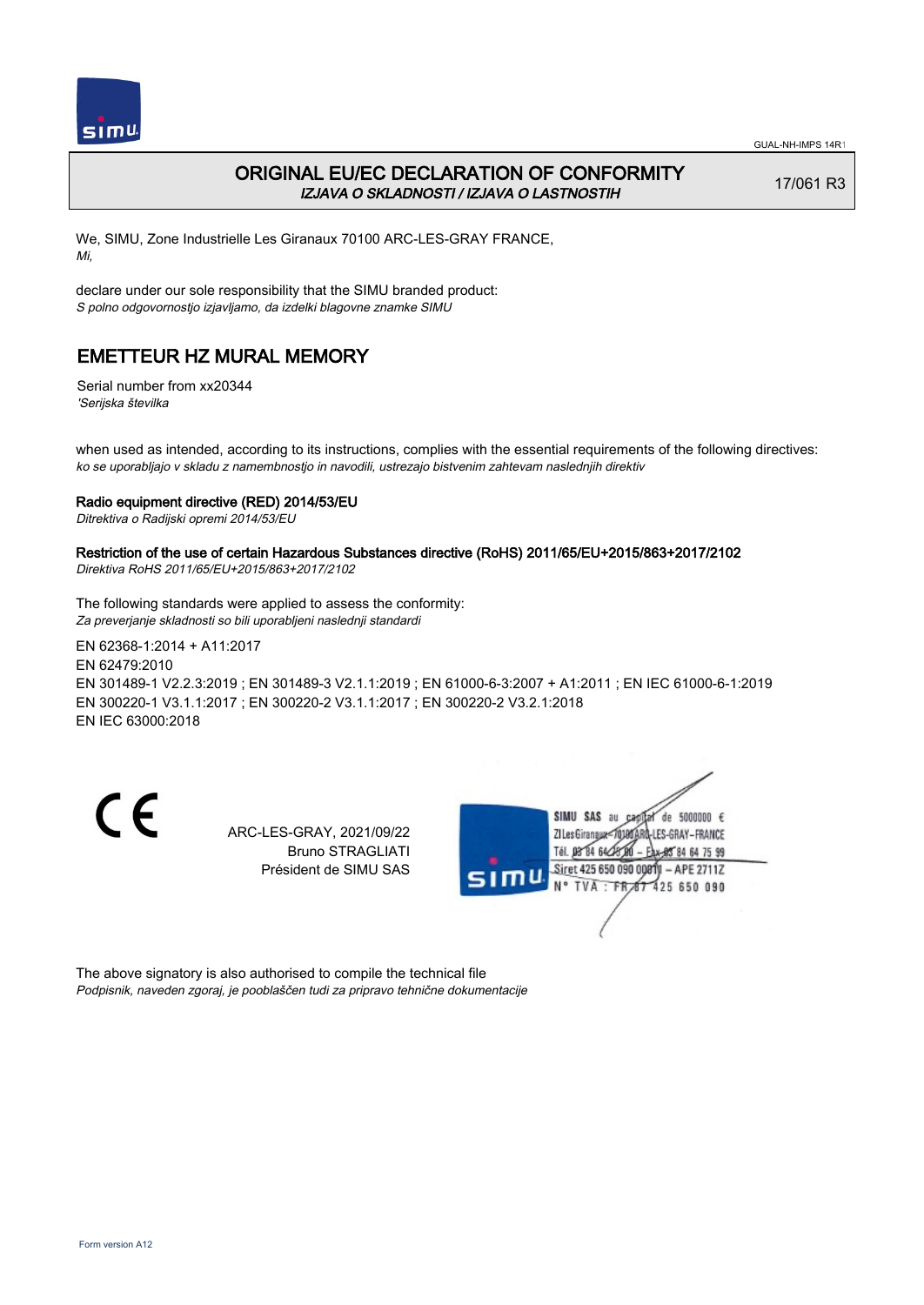GUAL-NH-IMPS 14R1

# ORIGINAL EU/EC DECLARATION OF CONFORMITY

*IZJAVA O SKLADNOSTI / IZJAVA O LASTNOSTIH*

17/061 R3

We, SIMU, Zone Industrielle Les Giranaux 70100 ARC-LES-GRAY FRANCE,
*Mi,*

declare under our sole responsibility that the SIMU branded product:
*S polno odgovornostjo izjavljamo, da izdelki blagovne znamke SIMU*

## EMETTEUR HZ MURAL MEMORY

Serial number from xx20344
*'Serijska številka*

when used as intended, according to its instructions, complies with the essential requirements of the following directives:
*ko se uporabljajo v skladu z namembnostjo in navodili, ustrezajo bistvenim zahtevam naslednjih direktiv*

**Radio equipment directive (RED) 2014/53/EU**
*Ditrektiva o Radijski opremi 2014/53/EU*

**Restriction of the use of certain Hazardous Substances directive (RoHS) 2011/65/EU+2015/863+2017/2102**
*Direktiva RoHS 2011/65/EU+2015/863+2017/2102*

The following standards were applied to assess the conformity:
*Za preverjanje skladnosti so bili uporabljeni naslednji standardi*

EN 62368-1:2014 + A11:2017
EN 62479:2010
EN 301489-1 V2.2.3:2019 ; EN 301489-3 V2.1.1:2019 ; EN 61000-6-3:2007 + A1:2011 ; EN IEC 61000-6-1:2019
EN 300220-1 V3.1.1:2017 ; EN 300220-2 V3.1.1:2017 ; EN 300220-2 V3.2.1:2018
EN IEC 63000:2018

CE

ARC-LES-GRAY, 2021/09/22
Bruno STRAGLIATI
Président de SIMU SAS

SIMU SAS au capital de 5000000 €
ZI Les Giranaux 70100 ARC-LES-GRAY-FRANCE
Tél. 03 84 64 75 00 – Fax 03 84 64 75 99
Siret 425 650 090 00811 – APE 2711Z
N° TVA : FR 87 425 650 090

The above signatory is also authorised to compile the technical file
*Podpisnik, naveden zgoraj, je pooblaščen tudi za pripravo tehnične dokumentacije*

Form version A12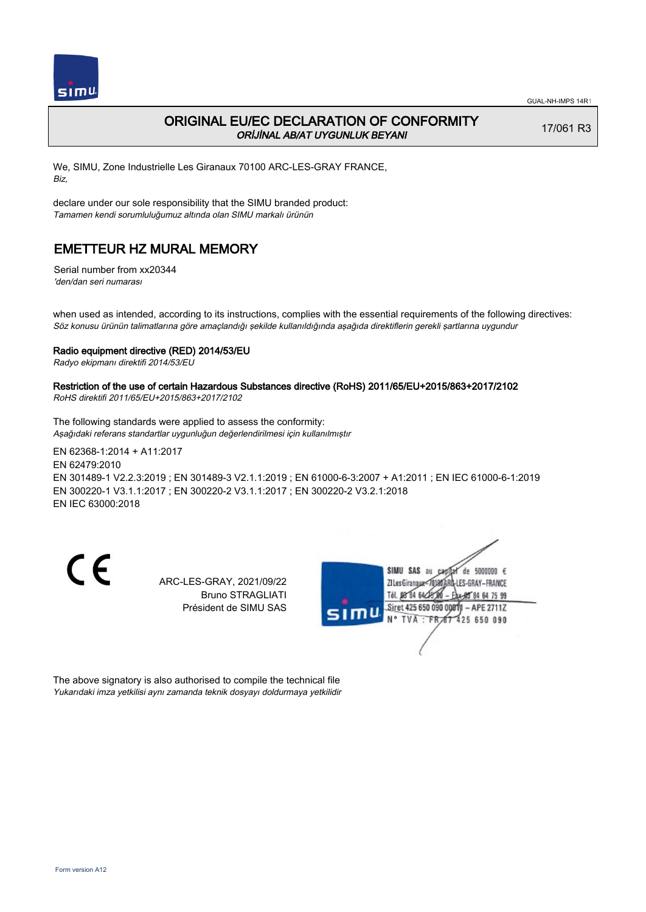# ORIGINAL EU/EC DECLARATION OF CONFORMITY

*ORİJİNAL AB/AT UYGUNLUK BEYANI*

17/061 R3

We, SIMU, Zone Industrielle Les Giranaux 70100 ARC-LES-GRAY FRANCE,
*Biz,*

declare under our sole responsibility that the SIMU branded product:
*Tamamen kendi sorumluluğumuz altında olan SIMU markalı ürünün*

## EMETTEUR HZ MURAL MEMORY

Serial number from xx20344
*'den/dan seri numarası*

when used as intended, according to its instructions, complies with the essential requirements of the following directives:
*Söz konusu ürünün talimatlarına göre amaçlandığı şekilde kullanıldığında aşağıda direktiflerin gerekli şartlarına uygundur*

**Radio equipment directive (RED) 2014/53/EU**
*Radyo ekipmanı direktifi 2014/53/EU*

**Restriction of the use of certain Hazardous Substances directive (RoHS) 2011/65/EU+2015/863+2017/2102**
*RoHS direktifi 2011/65/EU+2015/863+2017/2102*

The following standards were applied to assess the conformity:
*Aşağıdaki referans standartlar uygunluğun değerlendirilmesi için kullanılmıştır*

EN 62368-1:2014 + A11:2017
EN 62479:2010
EN 301489-1 V2.2.3:2019 ; EN 301489-3 V2.1.1:2019 ; EN 61000-6-3:2007 + A1:2011 ; EN IEC 61000-6-1:2019
EN 300220-1 V3.1.1:2017 ; EN 300220-2 V3.1.1:2017 ; EN 300220-2 V3.2.1:2018
EN IEC 63000:2018

CE

ARC-LES-GRAY, 2021/09/22
Bruno STRAGLIATI
Président de SIMU SAS

SIMU SAS au capital de 5000000 €
ZI Les Giranaux 70100 ARC-LES-GRAY-FRANCE
Tél. 03 84 64 75 00 – Fax 03 84 64 75 99
Siret 425 650 090 00011 – APE 2711Z
N° TVA : FR 87 425 650 090

The above signatory is also authorised to compile the technical file
*Yukarıdaki imza yetkilisi aynı zamanda teknik dosyayı doldurmaya yetkilidir*